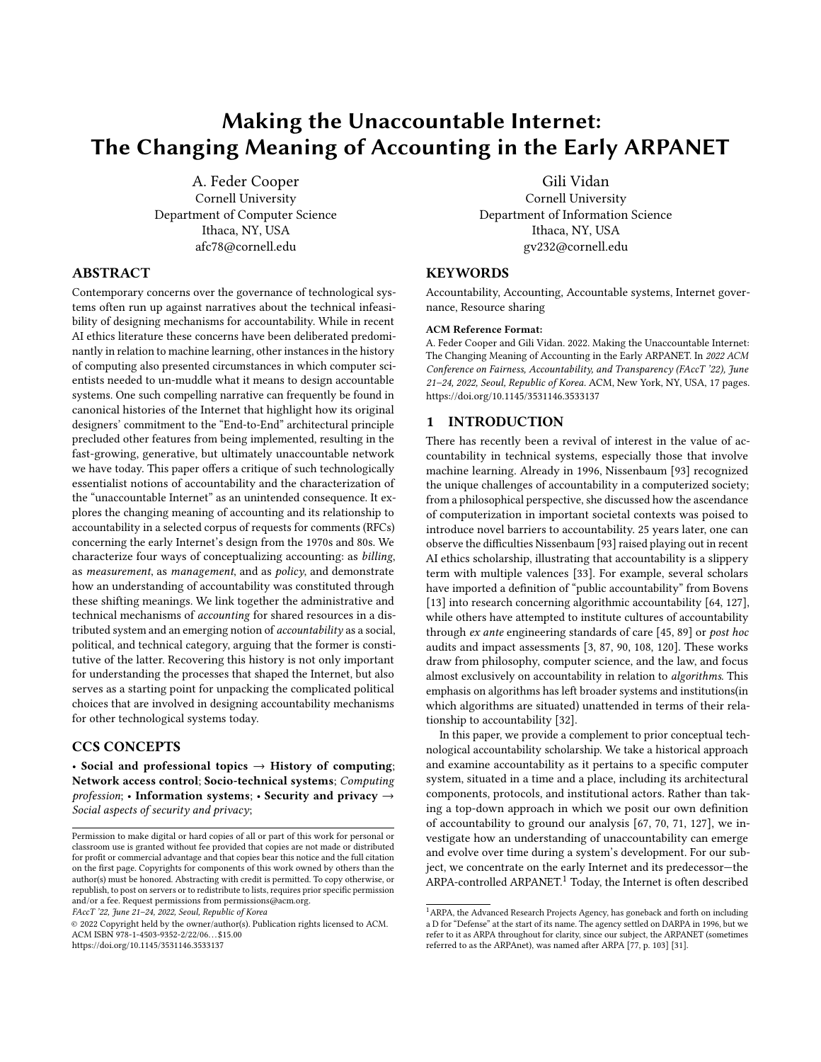# Making the Unaccountable Internet: The Changing Meaning of Accounting in the Early ARPANET

A. Feder Cooper
Cornell University
Department of Computer Science
Ithaca, NY, USA
afc78@cornell.edu

Gili Vidan
Cornell University
Department of Information Science
Ithaca, NY, USA
gv232@cornell.edu

## ABSTRACT

Contemporary concerns over the governance of technological systems often run up against narratives about the technical infeasibility of designing mechanisms for accountability. While in recent AI ethics literature these concerns have been deliberated predominantly in relation to machine learning, other instances in the history of computing also presented circumstances in which computer scientists needed to un-muddle what it means to design accountable systems. One such compelling narrative can frequently be found in canonical histories of the Internet that highlight how its original designers' commitment to the "End-to-End" architectural principle precluded other features from being implemented, resulting in the fast-growing, generative, but ultimately unaccountable network we have today. This paper offers a critique of such technologically essentialist notions of accountability and the characterization of the "unaccountable Internet" as an unintended consequence. It explores the changing meaning of accounting and its relationship to accountability in a selected corpus of requests for comments (RFCs) concerning the early Internet's design from the 1970s and 80s. We characterize four ways of conceptualizing accounting: as *billing*, as *measurement*, as *management*, and as *policy*, and demonstrate how an understanding of accountability was constituted through these shifting meanings. We link together the administrative and technical mechanisms of *accounting* for shared resources in a distributed system and an emerging notion of *accountability* as a social, political, and technical category, arguing that the former is constitutive of the latter. Recovering this history is not only important for understanding the processes that shaped the Internet, but also serves as a starting point for unpacking the complicated political choices that are involved in designing accountability mechanisms for other technological systems today.

## CCS CONCEPTS

• **Social and professional topics** → **History of computing**; **Network access control**; **Socio-technical systems**; *Computing profession*; • **Information systems**; • **Security and privacy** → *Social aspects of security and privacy*;

Permission to make digital or hard copies of all or part of this work for personal or classroom use is granted without fee provided that copies are not made or distributed for profit or commercial advantage and that copies bear this notice and the full citation on the first page. Copyrights for components of this work owned by others than the author(s) must be honored. Abstracting with credit is permitted. To copy otherwise, or republish, to post on servers or to redistribute to lists, requires prior specific permission and/or a fee. Request permissions from permissions@acm.org.
*FAccT '22, June 21–24, 2022, Seoul, Republic of Korea*
© 2022 Copyright held by the owner/author(s). Publication rights licensed to ACM.
ACM ISBN 978-1-4503-9352-2/22/06…$15.00
https://doi.org/10.1145/3531146.3533137

## KEYWORDS

Accountability, Accounting, Accountable systems, Internet governance, Resource sharing

**ACM Reference Format:**
A. Feder Cooper and Gili Vidan. 2022. Making the Unaccountable Internet: The Changing Meaning of Accounting in the Early ARPANET. In *2022 ACM Conference on Fairness, Accountability, and Transparency (FAccT '22), June 21–24, 2022, Seoul, Republic of Korea.* ACM, New York, NY, USA, 17 pages. https://doi.org/10.1145/3531146.3533137

## 1 INTRODUCTION

There has recently been a revival of interest in the value of accountability in technical systems, especially those that involve machine learning. Already in 1996, Nissenbaum [93] recognized the unique challenges of accountability in a computerized society; from a philosophical perspective, she discussed how the ascendance of computerization in important societal contexts was poised to introduce novel barriers to accountability. 25 years later, one can observe the difficulties Nissenbaum [93] raised playing out in recent AI ethics scholarship, illustrating that accountability is a slippery term with multiple valences [33]. For example, several scholars have imported a definition of "public accountability" from Bovens [13] into research concerning algorithmic accountability [64, 127], while others have attempted to institute cultures of accountability through *ex ante* engineering standards of care [45, 89] or *post hoc* audits and impact assessments [3, 87, 90, 108, 120]. These works draw from philosophy, computer science, and the law, and focus almost exclusively on accountability in relation to *algorithms*. This emphasis on algorithms has left broader systems and institutions(in which algorithms are situated) unattended in terms of their relationship to accountability [32].

In this paper, we provide a complement to prior conceptual technological accountability scholarship. We take a historical approach and examine accountability as it pertains to a specific computer system, situated in a time and a place, including its architectural components, protocols, and institutional actors. Rather than taking a top-down approach in which we posit our own definition of accountability to ground our analysis [67, 70, 71, 127], we investigate how an understanding of unaccountability can emerge and evolve over time during a system's development. For our subject, we concentrate on the early Internet and its predecessor—the ARPA-controlled ARPANET.[1] Today, the Internet is often described

[1] ARPA, the Advanced Research Projects Agency, has goneback and forth on including a D for "Defense" at the start of its name. The agency settled on DARPA in 1996, but we refer to it as ARPA throughout for clarity, since our subject, the ARPANET (sometimes referred to as the ARPAnet), was named after ARPA [77, p. 103] [31].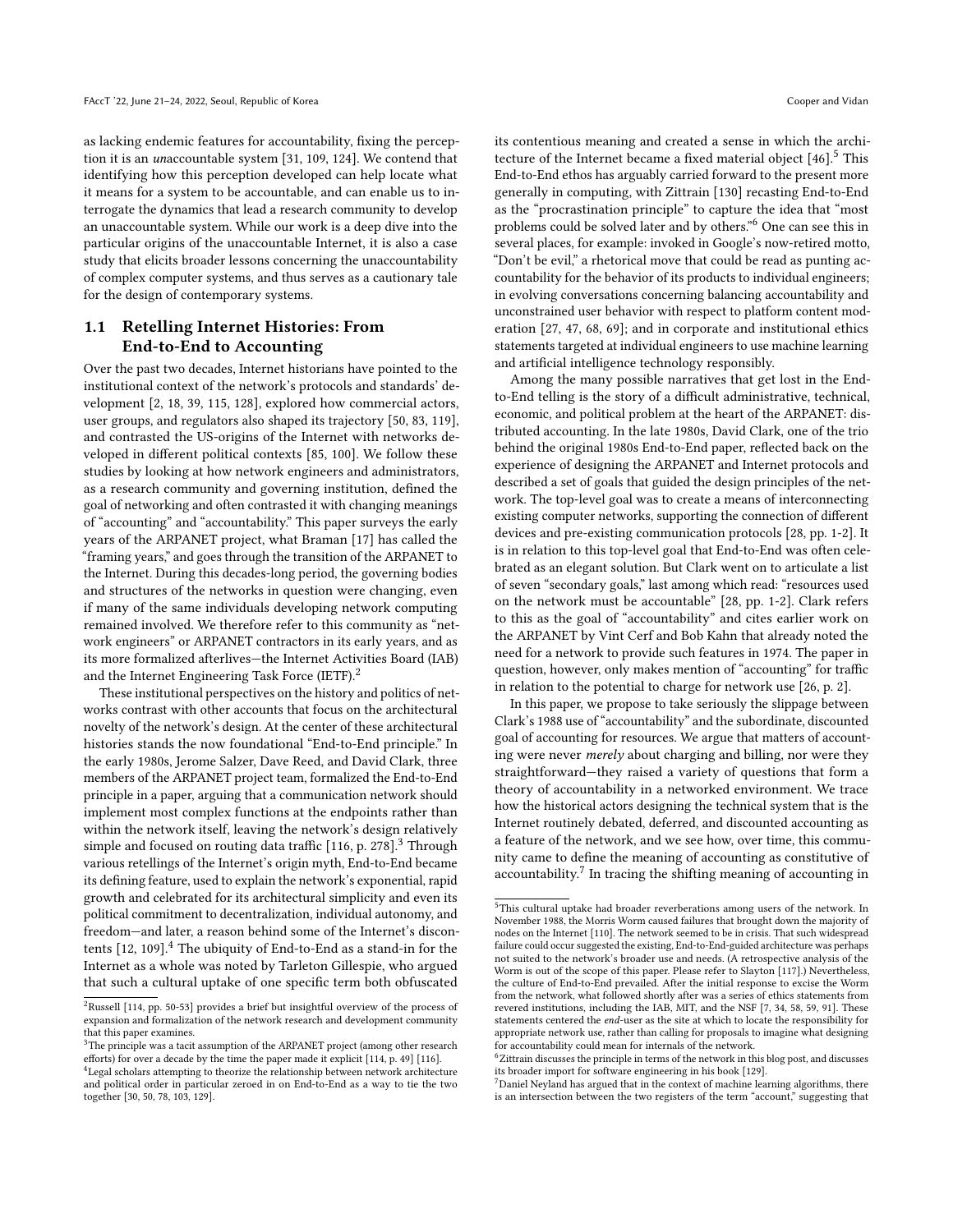as lacking endemic features for accountability, fixing the perception it is an *un*accountable system [31, 109, 124]. We contend that identifying how this perception developed can help locate what it means for a system to be accountable, and can enable us to interrogate the dynamics that lead a research community to develop an unaccountable system. While our work is a deep dive into the particular origins of the unaccountable Internet, it is also a case study that elicits broader lessons concerning the unaccountability of complex computer systems, and thus serves as a cautionary tale for the design of contemporary systems.

### 1.1 Retelling Internet Histories: From End-to-End to Accounting

Over the past two decades, Internet historians have pointed to the institutional context of the network's protocols and standards' development [2, 18, 39, 115, 128], explored how commercial actors, user groups, and regulators also shaped its trajectory [50, 83, 119], and contrasted the US-origins of the Internet with networks developed in different political contexts [85, 100]. We follow these studies by looking at how network engineers and administrators, as a research community and governing institution, defined the goal of networking and often contrasted it with changing meanings of "accounting" and "accountability." This paper surveys the early years of the ARPANET project, what Braman [17] has called the "framing years," and goes through the transition of the ARPANET to the Internet. During this decades-long period, the governing bodies and structures of the networks in question were changing, even if many of the same individuals developing network computing remained involved. We therefore refer to this community as "network engineers" or ARPANET contractors in its early years, and as its more formalized afterlives—the Internet Activities Board (IAB) and the Internet Engineering Task Force (IETF).[2]

These institutional perspectives on the history and politics of networks contrast with other accounts that focus on the architectural novelty of the network's design. At the center of these architectural histories stands the now foundational "End-to-End principle." In the early 1980s, Jerome Salzer, Dave Reed, and David Clark, three members of the ARPANET project team, formalized the End-to-End principle in a paper, arguing that a communication network should implement most complex functions at the endpoints rather than within the network itself, leaving the network's design relatively simple and focused on routing data traffic [116, p. 278].[3] Through various retellings of the Internet's origin myth, End-to-End became its defining feature, used to explain the network's exponential, rapid growth and celebrated for its architectural simplicity and even its political commitment to decentralization, individual autonomy, and freedom—and later, a reason behind some of the Internet's discontents [12, 109].[4] The ubiquity of End-to-End as a stand-in for the Internet as a whole was noted by Tarleton Gillespie, who argued that such a cultural uptake of one specific term both obfuscated its contentious meaning and created a sense in which the architecture of the Internet became a fixed material object [46].[5] This End-to-End ethos has arguably carried forward to the present more generally in computing, with Zittrain [130] recasting End-to-End as the "procrastination principle" to capture the idea that "most problems could be solved later and by others."[6] One can see this in several places, for example: invoked in Google's now-retired motto, "Don't be evil," a rhetorical move that could be read as punting accountability for the behavior of its products to individual engineers; in evolving conversations concerning balancing accountability and unconstrained user behavior with respect to platform content moderation [27, 47, 68, 69]; and in corporate and institutional ethics statements targeted at individual engineers to use machine learning and artificial intelligence technology responsibly.

Among the many possible narratives that get lost in the End-to-End telling is the story of a difficult administrative, technical, economic, and political problem at the heart of the ARPANET: distributed accounting. In the late 1980s, David Clark, one of the trio behind the original 1980s End-to-End paper, reflected back on the experience of designing the ARPANET and Internet protocols and described a set of goals that guided the design principles of the network. The top-level goal was to create a means of interconnecting existing computer networks, supporting the connection of different devices and pre-existing communication protocols [28, pp. 1-2]. It is in relation to this top-level goal that End-to-End was often celebrated as an elegant solution. But Clark went on to articulate a list of seven "secondary goals," last among which read: "resources used on the network must be accountable" [28, pp. 1-2]. Clark refers to this as the goal of "accountability" and cites earlier work on the ARPANET by Vint Cerf and Bob Kahn that already noted the need for a network to provide such features in 1974. The paper in question, however, only makes mention of "accounting" for traffic in relation to the potential to charge for network use [26, p. 2].

In this paper, we propose to take seriously the slippage between Clark's 1988 use of "accountability" and the subordinate, discounted goal of accounting for resources. We argue that matters of accounting were never *merely* about charging and billing, nor were they straightforward—they raised a variety of questions that form a theory of accountability in a networked environment. We trace how the historical actors designing the technical system that is the Internet routinely debated, deferred, and discounted accounting as a feature of the network, and we see how, over time, this community came to define the meaning of accounting as constitutive of accountability.[7] In tracing the shifting meaning of accounting in

---

[2] Russell [114, pp. 50-53] provides a brief but insightful overview of the process of expansion and formalization of the network research and development community that this paper examines.

[3] The principle was a tacit assumption of the ARPANET project (among other research efforts) for over a decade by the time the paper made it explicit [114, p. 49] [116].

[4] Legal scholars attempting to theorize the relationship between network architecture and political order in particular zeroed in on End-to-End as a way to tie the two together [30, 50, 78, 103, 129].

[5] This cultural uptake had broader reverberations among users of the network. In November 1988, the Morris Worm caused failures that brought down the majority of nodes on the Internet [110]. The network seemed to be in crisis. That such widespread failure could occur suggested the existing, End-to-End-guided architecture was perhaps not suited to the network's broader use and needs. (A retrospective analysis of the Worm is out of the scope of this paper. Please refer to Slayton [117].) Nevertheless, the culture of End-to-End prevailed. After the initial response to excise the Worm from the network, what followed shortly after was a series of ethics statements from revered institutions, including the IAB, MIT, and the NSF [7, 34, 58, 59, 91]. These statements centered the *end*-user as the site at which to locate the responsibility for appropriate network use, rather than calling for proposals to imagine what designing for accountability could mean for internals of the network.

[6] Zittrain discusses the principle in terms of the network in this blog post, and discusses its broader import for software engineering in his book [129].

[7] Daniel Neyland has argued that in the context of machine learning algorithms, there is an intersection between the two registers of the term "account," suggesting that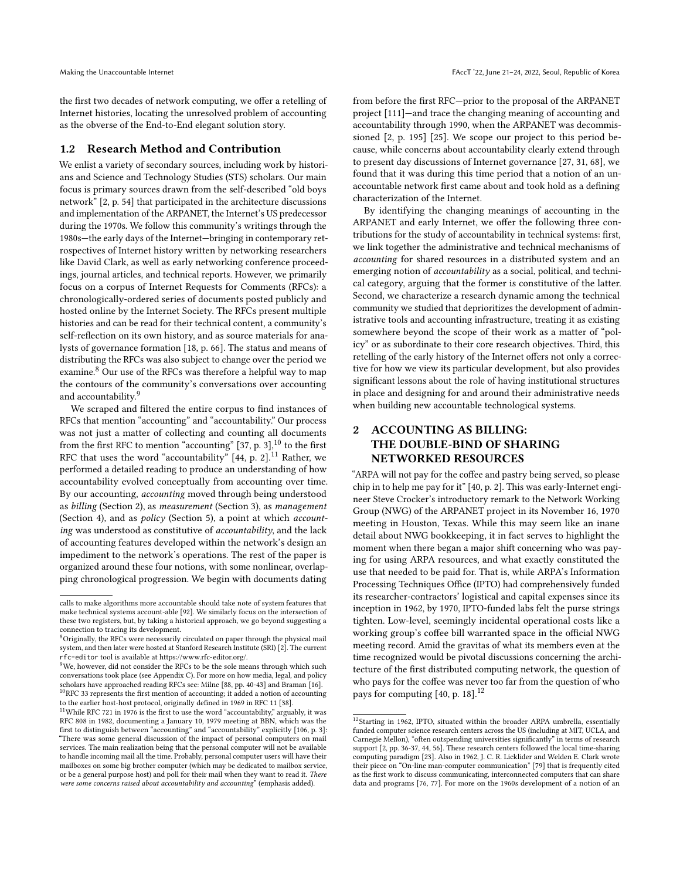the first two decades of network computing, we offer a retelling of Internet histories, locating the unresolved problem of accounting as the obverse of the End-to-End elegant solution story.

## 1.2 Research Method and Contribution

We enlist a variety of secondary sources, including work by historians and Science and Technology Studies (STS) scholars. Our main focus is primary sources drawn from the self-described "old boys network" [2, p. 54] that participated in the architecture discussions and implementation of the ARPANET, the Internet's US predecessor during the 1970s. We follow this community's writings through the 1980s—the early days of the Internet—bringing in contemporary retrospectives of Internet history written by networking researchers like David Clark, as well as early networking conference proceedings, journal articles, and technical reports. However, we primarily focus on a corpus of Internet Requests for Comments (RFCs): a chronologically-ordered series of documents posted publicly and hosted online by the Internet Society. The RFCs present multiple histories and can be read for their technical content, a community's self-reflection on its own history, and as source materials for analysts of governance formation [18, p. 66]. The status and means of distributing the RFCs was also subject to change over the period we examine.[8] Our use of the RFCs was therefore a helpful way to map the contours of the community's conversations over accounting and accountability.[9]

We scraped and filtered the entire corpus to find instances of RFCs that mention "accounting" and "accountability." Our process was not just a matter of collecting and counting all documents from the first RFC to mention "accounting" [37, p. 3],[10] to the first RFC that uses the word "accountability" [44, p. 2].[11] Rather, we performed a detailed reading to produce an understanding of how accountability evolved conceptually from accounting over time. By our accounting, *accounting* moved through being understood as *billing* (Section 2), as *measurement* (Section 3), as *management* (Section 4), and as *policy* (Section 5), a point at which *accounting* was understood as constitutive of *accountability*, and the lack of accounting features developed within the network's design an impediment to the network's operations. The rest of the paper is organized around these four notions, with some nonlinear, overlapping chronological progression. We begin with documents dating from before the first RFC—prior to the proposal of the ARPANET project [111]—and trace the changing meaning of accounting and accountability through 1990, when the ARPANET was decommissioned [2, p. 195] [25]. We scope our project to this period because, while concerns about accountability clearly extend through to present day discussions of Internet governance [27, 31, 68], we found that it was during this time period that a notion of an unaccountable network first came about and took hold as a defining characterization of the Internet.

By identifying the changing meanings of accounting in the ARPANET and early Internet, we offer the following three contributions for the study of accountability in technical systems: first, we link together the administrative and technical mechanisms of *accounting* for shared resources in a distributed system and an emerging notion of *accountability* as a social, political, and technical category, arguing that the former is constitutive of the latter. Second, we characterize a research dynamic among the technical community we studied that deprioritizes the development of administrative tools and accounting infrastructure, treating it as existing somewhere beyond the scope of their work as a matter of "policy" or as subordinate to their core research objectives. Third, this retelling of the early history of the Internet offers not only a corrective for how we view its particular development, but also provides significant lessons about the role of having institutional structures in place and designing for and around their administrative needs when building new accountable technological systems.

# 2 ACCOUNTING AS BILLING: THE DOUBLE-BIND OF SHARING NETWORKED RESOURCES

"ARPA will not pay for the coffee and pastry being served, so please chip in to help me pay for it" [40, p. 2]. This was early-Internet engineer Steve Crocker's introductory remark to the Network Working Group (NWG) of the ARPANET project in its November 16, 1970 meeting in Houston, Texas. While this may seem like an inane detail about NWG bookkeeping, it in fact serves to highlight the moment when there began a major shift concerning who was paying for using ARPA resources, and what exactly constituted the use that needed to be paid for. That is, while ARPA's Information Processing Techniques Office (IPTO) had comprehensively funded its researcher-contractors' logistical and capital expenses since their inception in 1962, by 1970, IPTO-funded labs felt the purse strings tighten. Low-level, seemingly incidental operational costs like a working group's coffee bill warranted space in the official NWG meeting record. Amid the gravitas of what its members even at the time recognized would be pivotal discussions concerning the architecture of the first distributed computing network, the question of who pays for the coffee was never too far from the question of who pays for computing [40, p. 18].[12]

---

calls to make algorithms more accountable should take note of system features that make technical systems account-able [92]. We similarly focus on the intersection of these two registers, but, by taking a historical approach, we go beyond suggesting a connection to tracing its development.

[8] Originally, the RFCs were necessarily circulated on paper through the physical mail system, and then later were hosted at Stanford Research Institute (SRI) [2]. The current `rfc-editor` tool is available at https://www.rfc-editor.org/.

[9] We, however, did not consider the RFCs to be the sole means through which such conversations took place (see Appendix C). For more on how media, legal, and policy scholars have approached reading RFCs see: Milne [88, pp. 40-43] and Braman [16].

[10] RFC 33 represents the first mention of accounting; it added a notion of accounting to the earlier host-host protocol, originally defined in 1969 in RFC 11 [38].

[11] While RFC 721 in 1976 is the first to use the word "accountability," arguably, it was RFC 808 in 1982, documenting a January 10, 1979 meeting at BBN, which was the first to distinguish between "accounting" and "accountability" explicitly [106, p. 3]: "There was some general discussion of the impact of personal computers on mail services. The main realization being that the personal computer will not be available to handle incoming mail all the time. Probably, personal computer users will have their mailboxes on some big brother computer (which may be dedicated to mailbox service, or be a general purpose host) and poll for their mail when they want to read it. *There were some concerns raised about accountability and accounting*" (emphasis added).

[12] Starting in 1962, IPTO, situated within the broader ARPA umbrella, essentially funded computer science research centers across the US (including at MIT, UCLA, and Carnegie Mellon), "often outspending universities significantly" in terms of research support [2, pp. 36-37, 44, 56]. These research centers followed the local time-sharing computing paradigm [23]. Also in 1962, J. C. R. Licklider and Welden E. Clark wrote their piece on "On-line man-computer communication" [79] that is frequently cited as the first work to discuss communicating, interconnected computers that can share data and programs [76, 77]. For more on the 1960s development of a notion of an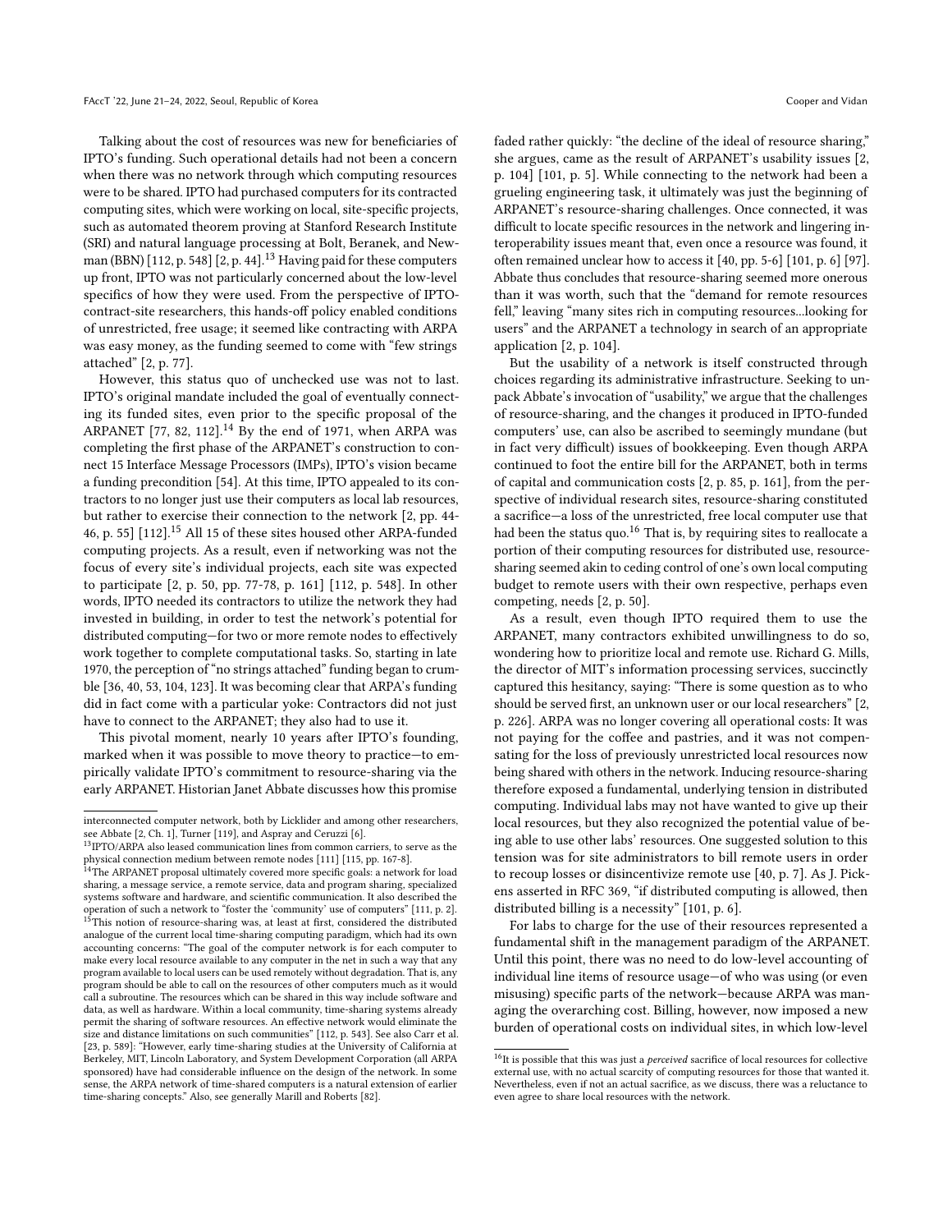Talking about the cost of resources was new for beneficiaries of IPTO's funding. Such operational details had not been a concern when there was no network through which computing resources were to be shared. IPTO had purchased computers for its contracted computing sites, which were working on local, site-specific projects, such as automated theorem proving at Stanford Research Institute (SRI) and natural language processing at Bolt, Beranek, and Newman (BBN) [112, p. 548] [2, p. 44].[13] Having paid for these computers up front, IPTO was not particularly concerned about the low-level specifics of how they were used. From the perspective of IPTO-contract-site researchers, this hands-off policy enabled conditions of unrestricted, free usage; it seemed like contracting with ARPA was easy money, as the funding seemed to come with "few strings attached" [2, p. 77].

However, this status quo of unchecked use was not to last. IPTO's original mandate included the goal of eventually connecting its funded sites, even prior to the specific proposal of the ARPANET [77, 82, 112].[14] By the end of 1971, when ARPA was completing the first phase of the ARPANET's construction to connect 15 Interface Message Processors (IMPs), IPTO's vision became a funding precondition [54]. At this time, IPTO appealed to its contractors to no longer just use their computers as local lab resources, but rather to exercise their connection to the network [2, pp. 44-46, p. 55] [112].[15] All 15 of these sites housed other ARPA-funded computing projects. As a result, even if networking was not the focus of every site's individual projects, each site was expected to participate [2, p. 50, pp. 77-78, p. 161] [112, p. 548]. In other words, IPTO needed its contractors to utilize the network they had invested in building, in order to test the network's potential for distributed computing—for two or more remote nodes to effectively work together to complete computational tasks. So, starting in late 1970, the perception of "no strings attached" funding began to crumble [36, 40, 53, 104, 123]. It was becoming clear that ARPA's funding did in fact come with a particular yoke: Contractors did not just have to connect to the ARPANET; they also had to use it.

This pivotal moment, nearly 10 years after IPTO's founding, marked when it was possible to move theory to practice—to empirically validate IPTO's commitment to resource-sharing via the early ARPANET. Historian Janet Abbate discusses how this promise faded rather quickly: "the decline of the ideal of resource sharing," she argues, came as the result of ARPANET's usability issues [2, p. 104] [101, p. 5]. While connecting to the network had been a grueling engineering task, it ultimately was just the beginning of ARPANET's resource-sharing challenges. Once connected, it was difficult to locate specific resources in the network and lingering interoperability issues meant that, even once a resource was found, it often remained unclear how to access it [40, pp. 5-6] [101, p. 6] [97]. Abbate thus concludes that resource-sharing seemed more onerous than it was worth, such that the "demand for remote resources fell," leaving "many sites rich in computing resources...looking for users" and the ARPANET a technology in search of an appropriate application [2, p. 104].

But the usability of a network is itself constructed through choices regarding its administrative infrastructure. Seeking to unpack Abbate's invocation of "usability," we argue that the challenges of resource-sharing, and the changes it produced in IPTO-funded computers' use, can also be ascribed to seemingly mundane (but in fact very difficult) issues of bookkeeping. Even though ARPA continued to foot the entire bill for the ARPANET, both in terms of capital and communication costs [2, p. 85, p. 161], from the perspective of individual research sites, resource-sharing constituted a sacrifice—a loss of the unrestricted, free local computer use that had been the status quo.[16] That is, by requiring sites to reallocate a portion of their computing resources for distributed use, resource-sharing seemed akin to ceding control of one's own local computing budget to remote users with their own respective, perhaps even competing, needs [2, p. 50].

As a result, even though IPTO required them to use the ARPANET, many contractors exhibited unwillingness to do so, wondering how to prioritize local and remote use. Richard G. Mills, the director of MIT's information processing services, succinctly captured this hesitancy, saying: "There is some question as to who should be served first, an unknown user or our local researchers" [2, p. 226]. ARPA was no longer covering all operational costs: It was not paying for the coffee and pastries, and it was not compensating for the loss of previously unrestricted local resources now being shared with others in the network. Inducing resource-sharing therefore exposed a fundamental, underlying tension in distributed computing. Individual labs may not have wanted to give up their local resources, but they also recognized the potential value of being able to use other labs' resources. One suggested solution to this tension was for site administrators to bill remote users in order to recoup losses or disincentivize remote use [40, p. 7]. As J. Pickens asserted in RFC 369, "if distributed computing is allowed, then distributed billing is a necessity" [101, p. 6].

For labs to charge for the use of their resources represented a fundamental shift in the management paradigm of the ARPANET. Until this point, there was no need to do low-level accounting of individual line items of resource usage—of who was using (or even misusing) specific parts of the network—because ARPA was managing the overarching cost. Billing, however, now imposed a new burden of operational costs on individual sites, in which low-level

---

interconnected computer network, both by Licklider and among other researchers, see Abbate [2, Ch. 1], Turner [119], and Aspray and Ceruzzi [6].

[13] IPTO/ARPA also leased communication lines from common carriers, to serve as the physical connection medium between remote nodes [111] [115, pp. 167-8].

[14] The ARPANET proposal ultimately covered more specific goals: a network for load sharing, a message service, a remote service, data and program sharing, specialized systems software and hardware, and scientific communication. It also described the operation of such a network to "foster the 'community' use of computers" [111, p. 2].

[15] This notion of resource-sharing was, at least at first, considered the distributed analogue of the current local time-sharing computing paradigm, which had its own accounting concerns: "The goal of the computer network is for each computer to make every local resource available to any computer in the net in such a way that any program available to local users can be used remotely without degradation. That is, any program should be able to call on the resources of other computers much as it would call a subroutine. The resources which can be shared in this way include software and data, as well as hardware. Within a local community, time-sharing systems already permit the sharing of software resources. An effective network would eliminate the size and distance limitations on such communities" [112, p. 543]. See also Carr et al. [23, p. 589]: "However, early time-sharing studies at the University of California at Berkeley, MIT, Lincoln Laboratory, and System Development Corporation (all ARPA sponsored) have had considerable influence on the design of the network. In some sense, the ARPA network of time-shared computers is a natural extension of earlier time-sharing concepts." Also, see generally Marill and Roberts [82].

[16] It is possible that this was just a *perceived* sacrifice of local resources for collective external use, with no actual scarcity of computing resources for those that wanted it. Nevertheless, even if not an actual sacrifice, as we discuss, there was a reluctance to even agree to share local resources with the network.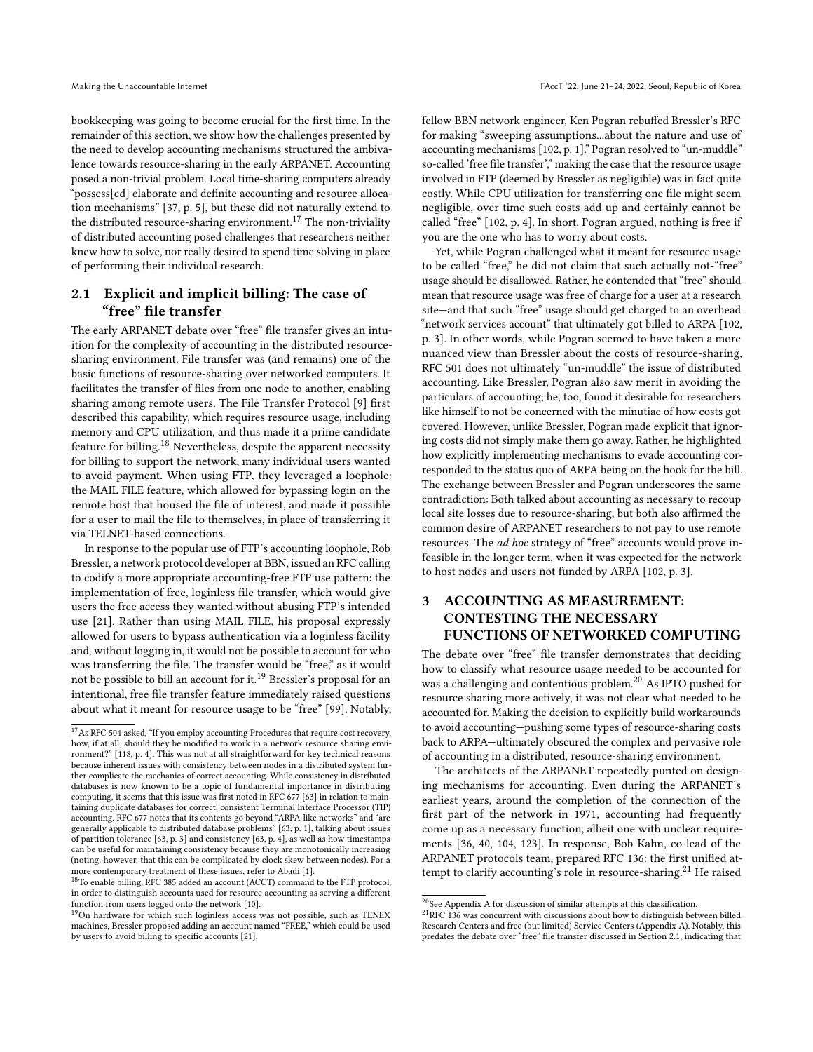bookkeeping was going to become crucial for the first time. In the remainder of this section, we show how the challenges presented by the need to develop accounting mechanisms structured the ambivalence towards resource-sharing in the early ARPANET. Accounting posed a non-trivial problem. Local time-sharing computers already "possess[ed] elaborate and definite accounting and resource allocation mechanisms" [37, p. 5], but these did not naturally extend to the distributed resource-sharing environment.[17] The non-triviality of distributed accounting posed challenges that researchers neither knew how to solve, nor really desired to spend time solving in place of performing their individual research.

## 2.1 Explicit and implicit billing: The case of "free" file transfer

The early ARPANET debate over "free" file transfer gives an intuition for the complexity of accounting in the distributed resource-sharing environment. File transfer was (and remains) one of the basic functions of resource-sharing over networked computers. It facilitates the transfer of files from one node to another, enabling sharing among remote users. The File Transfer Protocol [9] first described this capability, which requires resource usage, including memory and CPU utilization, and thus made it a prime candidate feature for billing.[18] Nevertheless, despite the apparent necessity for billing to support the network, many individual users wanted to avoid payment. When using FTP, they leveraged a loophole: the MAIL FILE feature, which allowed for bypassing login on the remote host that housed the file of interest, and made it possible for a user to mail the file to themselves, in place of transferring it via TELNET-based connections.

In response to the popular use of FTP's accounting loophole, Rob Bressler, a network protocol developer at BBN, issued an RFC calling to codify a more appropriate accounting-free FTP use pattern: the implementation of free, loginless file transfer, which would give users the free access they wanted without abusing FTP's intended use [21]. Rather than using MAIL FILE, his proposal expressly allowed for users to bypass authentication via a loginless facility and, without logging in, it would not be possible to account for who was transferring the file. The transfer would be "free," as it would not be possible to bill an account for it.[19] Bressler's proposal for an intentional, free file transfer feature immediately raised questions about what it meant for resource usage to be "free" [99]. Notably, fellow BBN network engineer, Ken Pogran rebuffed Bressler's RFC for making "sweeping assumptions...about the nature and use of accounting mechanisms [102, p. 1]." Pogran resolved to "un-muddle" so-called 'free file transfer'," making the case that the resource usage involved in FTP (deemed by Bressler as negligible) was in fact quite costly. While CPU utilization for transferring one file might seem negligible, over time such costs add up and certainly cannot be called "free" [102, p. 4]. In short, Pogran argued, nothing is free if you are the one who has to worry about costs.

Yet, while Pogran challenged what it meant for resource usage to be called "free," he did not claim that such actually not-"free" usage should be disallowed. Rather, he contended that "free" should mean that resource usage was free of charge for a user at a research site—and that such "free" usage should get charged to an overhead "network services account" that ultimately got billed to ARPA [102, p. 3]. In other words, while Pogran seemed to have taken a more nuanced view than Bressler about the costs of resource-sharing, RFC 501 does not ultimately "un-muddle" the issue of distributed accounting. Like Bressler, Pogran also saw merit in avoiding the particulars of accounting; he, too, found it desirable for researchers like himself to not be concerned with the minutiae of how costs got covered. However, unlike Bressler, Pogran made explicit that ignoring costs did not simply make them go away. Rather, he highlighted how explicitly implementing mechanisms to evade accounting corresponded to the status quo of ARPA being on the hook for the bill. The exchange between Bressler and Pogran underscores the same contradiction: Both talked about accounting as necessary to recoup local site losses due to resource-sharing, but both also affirmed the common desire of ARPANET researchers to not pay to use remote resources. The *ad hoc* strategy of "free" accounts would prove infeasible in the longer term, when it was expected for the network to host nodes and users not funded by ARPA [102, p. 3].

# 3 ACCOUNTING AS MEASUREMENT: CONTESTING THE NECESSARY FUNCTIONS OF NETWORKED COMPUTING

The debate over "free" file transfer demonstrates that deciding how to classify what resource usage needed to be accounted for was a challenging and contentious problem.[20] As IPTO pushed for resource sharing more actively, it was not clear what needed to be accounted for. Making the decision to explicitly build workarounds to avoid accounting—pushing some types of resource-sharing costs back to ARPA—ultimately obscured the complex and pervasive role of accounting in a distributed, resource-sharing environment.

The architects of the ARPANET repeatedly punted on designing mechanisms for accounting. Even during the ARPANET's earliest years, around the completion of the connection of the first part of the network in 1971, accounting had frequently come up as a necessary function, albeit one with unclear requirements [36, 40, 104, 123]. In response, Bob Kahn, co-lead of the ARPANET protocols team, prepared RFC 136: the first unified attempt to clarify accounting's role in resource-sharing.[21] He raised

---

[17] As RFC 504 asked, "If you employ accounting Procedures that require cost recovery, how, if at all, should they be modified to work in a network resource sharing environment?" [118, p. 4]. This was not at all straightforward for key technical reasons because inherent issues with consistency between nodes in a distributed system further complicate the mechanics of correct accounting. While consistency in distributed databases is now known to be a topic of fundamental importance in distributing computing, it seems that this issue was first noted in RFC 677 [63] in relation to maintaining duplicate databases for correct, consistent Terminal Interface Processor (TIP) accounting. RFC 677 notes that its contents go beyond "ARPA-like networks" and "are generally applicable to distributed database problems" [63, p. 1], talking about issues of partition tolerance [63, p. 3] and consistency [63, p. 4], as well as how timestamps can be useful for maintaining consistency because they are monotonically increasing (noting, however, that this can be complicated by clock skew between nodes). For a more contemporary treatment of these issues, refer to Abadi [1].

[18] To enable billing, RFC 385 added an account (ACCT) command to the FTP protocol, in order to distinguish accounts used for resource accounting as serving a different function from users logged onto the network [10].

[19] On hardware for which such loginless access was not possible, such as TENEX machines, Bressler proposed adding an account named "FREE," which could be used by users to avoid billing to specific accounts [21].

[20] See Appendix A for discussion of similar attempts at this classification.

[21] RFC 136 was concurrent with discussions about how to distinguish between billed Research Centers and free (but limited) Service Centers (Appendix A). Notably, this predates the debate over "free" file transfer discussed in Section 2.1, indicating that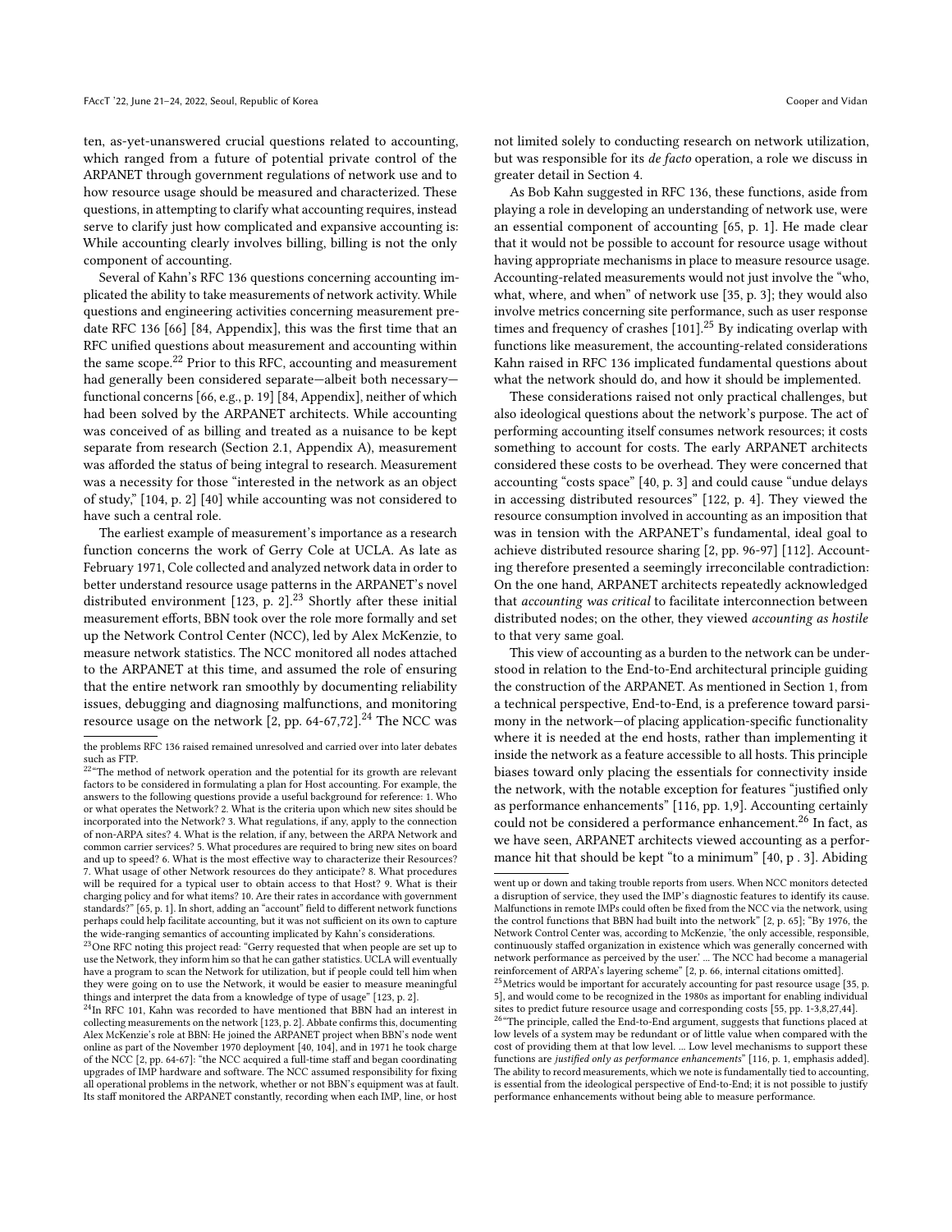ten, as-yet-unanswered crucial questions related to accounting, which ranged from a future of potential private control of the ARPANET through government regulations of network use and to how resource usage should be measured and characterized. These questions, in attempting to clarify what accounting requires, instead serve to clarify just how complicated and expansive accounting is: While accounting clearly involves billing, billing is not the only component of accounting.

Several of Kahn's RFC 136 questions concerning accounting implicated the ability to take measurements of network activity. While questions and engineering activities concerning measurement predate RFC 136 [66] [84, Appendix], this was the first time that an RFC unified questions about measurement and accounting within the same scope.[22] Prior to this RFC, accounting and measurement had generally been considered separate—albeit both necessary—functional concerns [66, e.g., p. 19] [84, Appendix], neither of which had been solved by the ARPANET architects. While accounting was conceived of as billing and treated as a nuisance to be kept separate from research (Section 2.1, Appendix A), measurement was afforded the status of being integral to research. Measurement was a necessity for those "interested in the network as an object of study," [104, p. 2] [40] while accounting was not considered to have such a central role.

The earliest example of measurement's importance as a research function concerns the work of Gerry Cole at UCLA. As late as February 1971, Cole collected and analyzed network data in order to better understand resource usage patterns in the ARPANET's novel distributed environment [123, p. 2].[23] Shortly after these initial measurement efforts, BBN took over the role more formally and set up the Network Control Center (NCC), led by Alex McKenzie, to measure network statistics. The NCC monitored all nodes attached to the ARPANET at this time, and assumed the role of ensuring that the entire network ran smoothly by documenting reliability issues, debugging and diagnosing malfunctions, and monitoring resource usage on the network [2, pp. 64-67,72].[24] The NCC was not limited solely to conducting research on network utilization, but was responsible for its *de facto* operation, a role we discuss in greater detail in Section 4.

As Bob Kahn suggested in RFC 136, these functions, aside from playing a role in developing an understanding of network use, were an essential component of accounting [65, p. 1]. He made clear that it would not be possible to account for resource usage without having appropriate mechanisms in place to measure resource usage. Accounting-related measurements would not just involve the "who, what, where, and when" of network use [35, p. 3]; they would also involve metrics concerning site performance, such as user response times and frequency of crashes [101].[25] By indicating overlap with functions like measurement, the accounting-related considerations Kahn raised in RFC 136 implicated fundamental questions about what the network should do, and how it should be implemented.

These considerations raised not only practical challenges, but also ideological questions about the network's purpose. The act of performing accounting itself consumes network resources; it costs something to account for costs. The early ARPANET architects considered these costs to be overhead. They were concerned that accounting "costs space" [40, p. 3] and could cause "undue delays in accessing distributed resources" [122, p. 4]. They viewed the resource consumption involved in accounting as an imposition that was in tension with the ARPANET's fundamental, ideal goal to achieve distributed resource sharing [2, pp. 96-97] [112]. Accounting therefore presented a seemingly irreconcilable contradiction: On the one hand, ARPANET architects repeatedly acknowledged that *accounting was critical* to facilitate interconnection between distributed nodes; on the other, they viewed *accounting as hostile* to that very same goal.

This view of accounting as a burden to the network can be understood in relation to the End-to-End architectural principle guiding the construction of the ARPANET. As mentioned in Section 1, from a technical perspective, End-to-End, is a preference toward parsimony in the network—of placing application-specific functionality where it is needed at the end hosts, rather than implementing it inside the network as a feature accessible to all hosts. This principle biases toward only placing the essentials for connectivity inside the network, with the notable exception for features "justified only as performance enhancements" [116, pp. 1,9]. Accounting certainly could not be considered a performance enhancement.[26] In fact, as we have seen, ARPANET architects viewed accounting as a performance hit that should be kept "to a minimum" [40, p . 3]. Abiding

---

the problems RFC 136 raised remained unresolved and carried over into later debates such as FTP.

[22] "The method of network operation and the potential for its growth are relevant factors to be considered in formulating a plan for Host accounting. For example, the answers to the following questions provide a useful background for reference: 1. Who or what operates the Network? 2. What is the criteria upon which new sites should be incorporated into the Network? 3. What regulations, if any, apply to the connection of non-ARPA sites? 4. What is the relation, if any, between the ARPA Network and common carrier services? 5. What procedures are required to bring new sites on board and up to speed? 6. What is the most effective way to characterize their Resources? 7. What usage of other Network resources do they anticipate? 8. What procedures will be required for a typical user to obtain access to that Host? 9. What is their charging policy and for what items? 10. Are their rates in accordance with government standards?" [65, p. 1]. In short, adding an "account" field to different network functions perhaps could help facilitate accounting, but it was not sufficient on its own to capture the wide-ranging semantics of accounting implicated by Kahn's considerations.

[23] One RFC noting this project read: "Gerry requested that when people are set up to use the Network, they inform him so that he can gather statistics. UCLA will eventually have a program to scan the Network for utilization, but if people could tell him when they were going on to use the Network, it would be easier to measure meaningful things and interpret the data from a knowledge of type of usage" [123, p. 2].

[24] In RFC 101, Kahn was recorded to have mentioned that BBN had an interest in collecting measurements on the network [123, p. 2]. Abbate confirms this, documenting Alex McKenzie's role at BBN: He joined the ARPANET project when BBN's node went online as part of the November 1970 deployment [40, 104], and in 1971 he took charge of the NCC [2, pp. 64-67]: "the NCC acquired a full-time staff and began coordinating upgrades of IMP hardware and software. The NCC assumed responsibility for fixing all operational problems in the network, whether or not BBN's equipment was at fault. Its staff monitored the ARPANET constantly, recording when each IMP, line, or host went up or down and taking trouble reports from users. When NCC monitors detected a disruption of service, they used the IMP's diagnostic features to identify its cause. Malfunctions in remote IMPs could often be fixed from the NCC via the network, using the control functions that BBN had built into the network" [2, p. 65]; "By 1976, the Network Control Center was, according to McKenzie, 'the only accessible, responsible, continuously staffed organization in existence which was generally concerned with network performance as perceived by the user.' ... The NCC had become a managerial reinforcement of ARPA's layering scheme" [2, p. 66, internal citations omitted].

[25] Metrics would be important for accurately accounting for past resource usage [35, p. 5], and would come to be recognized in the 1980s as important for enabling individual sites to predict future resource usage and corresponding costs [55, pp. 1-3,8,27,44].

[26] "The principle, called the End-to-End argument, suggests that functions placed at low levels of a system may be redundant or of little value when compared with the cost of providing them at that low level. ... Low level mechanisms to support these functions are *justified only as performance enhancements*" [116, p. 1, emphasis added]. The ability to record measurements, which we note is fundamentally tied to accounting, is essential from the ideological perspective of End-to-End; it is not possible to justify performance enhancements without being able to measure performance.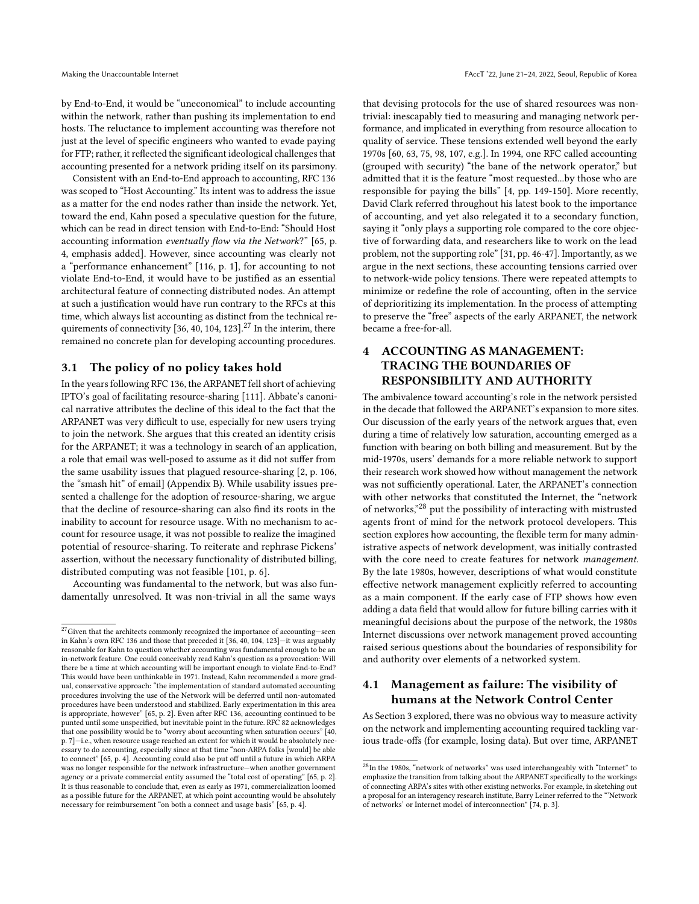by End-to-End, it would be "uneconomical" to include accounting within the network, rather than pushing its implementation to end hosts. The reluctance to implement accounting was therefore not just at the level of specific engineers who wanted to evade paying for FTP; rather, it reflected the significant ideological challenges that accounting presented for a network priding itself on its parsimony.

Consistent with an End-to-End approach to accounting, RFC 136 was scoped to "Host Accounting." Its intent was to address the issue as a matter for the end nodes rather than inside the network. Yet, toward the end, Kahn posed a speculative question for the future, which can be read in direct tension with End-to-End: "Should Host accounting information *eventually flow via the Network*?" [65, p. 4, emphasis added]. However, since accounting was clearly not a "performance enhancement" [116, p. 1], for accounting to not violate End-to-End, it would have to be justified as an essential architectural feature of connecting distributed nodes. An attempt at such a justification would have run contrary to the RFCs at this time, which always list accounting as distinct from the technical requirements of connectivity [36, 40, 104, 123].[27] In the interim, there remained no concrete plan for developing accounting procedures.

## 3.1 The policy of no policy takes hold

In the years following RFC 136, the ARPANET fell short of achieving IPTO's goal of facilitating resource-sharing [111]. Abbate's canonical narrative attributes the decline of this ideal to the fact that the ARPANET was very difficult to use, especially for new users trying to join the network. She argues that this created an identity crisis for the ARPANET; it was a technology in search of an application, a role that email was well-posed to assume as it did not suffer from the same usability issues that plagued resource-sharing [2, p. 106, the "smash hit" of email] (Appendix B). While usability issues presented a challenge for the adoption of resource-sharing, we argue that the decline of resource-sharing can also find its roots in the inability to account for resource usage. With no mechanism to account for resource usage, it was not possible to realize the imagined potential of resource-sharing. To reiterate and rephrase Pickens' assertion, without the necessary functionality of distributed billing, distributed computing was not feasible [101, p. 6].

Accounting was fundamental to the network, but was also fundamentally unresolved. It was non-trivial in all the same ways that devising protocols for the use of shared resources was non-trivial: inescapably tied to measuring and managing network performance, and implicated in everything from resource allocation to quality of service. These tensions extended well beyond the early 1970s [60, 63, 75, 98, 107, e.g.]. In 1994, one RFC called accounting (grouped with security) "the bane of the network operator," but admitted that it is the feature "most requested...by those who are responsible for paying the bills" [4, pp. 149-150]. More recently, David Clark referred throughout his latest book to the importance of accounting, and yet also relegated it to a secondary function, saying it "only plays a supporting role compared to the core objective of forwarding data, and researchers like to work on the lead problem, not the supporting role" [31, pp. 46-47]. Importantly, as we argue in the next sections, these accounting tensions carried over to network-wide policy tensions. There were repeated attempts to minimize or redefine the role of accounting, often in the service of deprioritizing its implementation. In the process of attempting to preserve the "free" aspects of the early ARPANET, the network became a free-for-all.

# 4 ACCOUNTING AS MANAGEMENT: TRACING THE BOUNDARIES OF RESPONSIBILITY AND AUTHORITY

The ambivalence toward accounting's role in the network persisted in the decade that followed the ARPANET's expansion to more sites. Our discussion of the early years of the network argues that, even during a time of relatively low saturation, accounting emerged as a function with bearing on both billing and measurement. But by the mid-1970s, users' demands for a more reliable network to support their research work showed how without management the network was not sufficiently operational. Later, the ARPANET's connection with other networks that constituted the Internet, the "network of networks,"[28] put the possibility of interacting with mistrusted agents front of mind for the network protocol developers. This section explores how accounting, the flexible term for many administrative aspects of network development, was initially contrasted with the core need to create features for network *management*. By the late 1980s, however, descriptions of what would constitute effective network management explicitly referred to accounting as a main component. If the early case of FTP shows how even adding a data field that would allow for future billing carries with it meaningful decisions about the purpose of the network, the 1980s Internet discussions over network management proved accounting raised serious questions about the boundaries of responsibility for and authority over elements of a networked system.

## 4.1 Management as failure: The visibility of humans at the Network Control Center

As Section 3 explored, there was no obvious way to measure activity on the network and implementing accounting required tackling various trade-offs (for example, losing data). But over time, ARPANET

---

[27] Given that the architects commonly recognized the importance of accounting—seen in Kahn's own RFC 136 and those that preceded it [36, 40, 104, 123]—it was arguably reasonable for Kahn to question whether accounting was fundamental enough to be an in-network feature. One could conceivably read Kahn's question as a provocation: Will there be a time at which accounting will be important enough to violate End-to-End? This would have been unthinkable in 1971. Instead, Kahn recommended a more gradual, conservative approach: "the implementation of standard automated accounting procedures involving the use of the Network will be deferred until non-automated procedures have been understood and stabilized. Early experimentation in this area is appropriate, however" [65, p. 2]. Even after RFC 136, accounting continued to be punted until some unspecified, but inevitable point in the future. RFC 82 acknowledges that one possibility would be to "worry about accounting when saturation occurs" [40, p. 7]—i.e., when resource usage reached an extent for which it would be absolutely necessary to do accounting, especially since at that time "non-ARPA folks [would] be able to connect" [65, p. 4]. Accounting could also be put off until a future in which ARPA was no longer responsible for the network infrastructure—when another government agency or a private commercial entity assumed the "total cost of operating" [65, p. 2]. It is thus reasonable to conclude that, even as early as 1971, commercialization loomed as a possible future for the ARPANET, at which point accounting would be absolutely necessary for reimbursement "on both a connect and usage basis" [65, p. 4].

[28] In the 1980s, "network of networks" was used interchangeably with "Internet" to emphasize the transition from talking about the ARPANET specifically to the workings of connecting ARPA's sites with other existing networks. For example, in sketching out a proposal for an interagency research institute, Barry Leiner referred to the "'Network of networks' or Internet model of interconnection" [74, p. 3].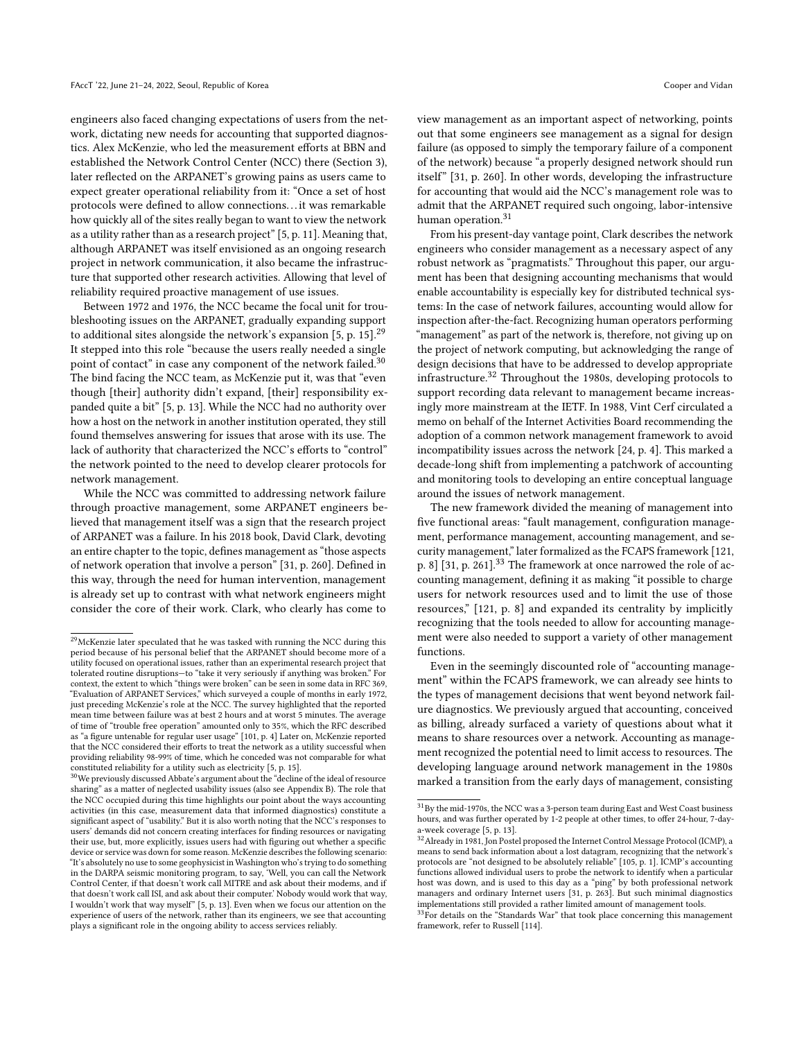engineers also faced changing expectations of users from the network, dictating new needs for accounting that supported diagnostics. Alex McKenzie, who led the measurement efforts at BBN and established the Network Control Center (NCC) there (Section 3), later reflected on the ARPANET's growing pains as users came to expect greater operational reliability from it: "Once a set of host protocols were defined to allow connections…it was remarkable how quickly all of the sites really began to want to view the network as a utility rather than as a research project" [5, p. 11]. Meaning that, although ARPANET was itself envisioned as an ongoing research project in network communication, it also became the infrastructure that supported other research activities. Allowing that level of reliability required proactive management of use issues.

Between 1972 and 1976, the NCC became the focal unit for troubleshooting issues on the ARPANET, gradually expanding support to additional sites alongside the network's expansion [5, p. 15].[29] It stepped into this role "because the users really needed a single point of contact" in case any component of the network failed.[30] The bind facing the NCC team, as McKenzie put it, was that "even though [their] authority didn't expand, [their] responsibility expanded quite a bit" [5, p. 13]. While the NCC had no authority over how a host on the network in another institution operated, they still found themselves answering for issues that arose with its use. The lack of authority that characterized the NCC's efforts to "control" the network pointed to the need to develop clearer protocols for network management.

While the NCC was committed to addressing network failure through proactive management, some ARPANET engineers believed that management itself was a sign that the research project of ARPANET was a failure. In his 2018 book, David Clark, devoting an entire chapter to the topic, defines management as "those aspects of network operation that involve a person" [31, p. 260]. Defined in this way, through the need for human intervention, management is already set up to contrast with what network engineers might consider the core of their work. Clark, who clearly has come to view management as an important aspect of networking, points out that some engineers see management as a signal for design failure (as opposed to simply the temporary failure of a component of the network) because "a properly designed network should run itself" [31, p. 260]. In other words, developing the infrastructure for accounting that would aid the NCC's management role was to admit that the ARPANET required such ongoing, labor-intensive human operation.[31]

From his present-day vantage point, Clark describes the network engineers who consider management as a necessary aspect of any robust network as "pragmatists." Throughout this paper, our argument has been that designing accounting mechanisms that would enable accountability is especially key for distributed technical systems: In the case of network failures, accounting would allow for inspection after-the-fact. Recognizing human operators performing "management" as part of the network is, therefore, not giving up on the project of network computing, but acknowledging the range of design decisions that have to be addressed to develop appropriate infrastructure.[32] Throughout the 1980s, developing protocols to support recording data relevant to management became increasingly more mainstream at the IETF. In 1988, Vint Cerf circulated a memo on behalf of the Internet Activities Board recommending the adoption of a common network management framework to avoid incompatibility issues across the network [24, p. 4]. This marked a decade-long shift from implementing a patchwork of accounting and monitoring tools to developing an entire conceptual language around the issues of network management.

The new framework divided the meaning of management into five functional areas: "fault management, configuration management, performance management, accounting management, and security management," later formalized as the FCAPS framework [121, p. 8] [31, p. 261].[33] The framework at once narrowed the role of accounting management, defining it as making "it possible to charge users for network resources used and to limit the use of those resources," [121, p. 8] and expanded its centrality by implicitly recognizing that the tools needed to allow for accounting management were also needed to support a variety of other management functions.

Even in the seemingly discounted role of "accounting management" within the FCAPS framework, we can already see hints to the types of management decisions that went beyond network failure diagnostics. We previously argued that accounting, conceived as billing, already surfaced a variety of questions about what it means to share resources over a network. Accounting as management recognized the potential need to limit access to resources. The developing language around network management in the 1980s marked a transition from the early days of management, consisting

---

[29] McKenzie later speculated that he was tasked with running the NCC during this period because of his personal belief that the ARPANET should become more of a utility focused on operational issues, rather than an experimental research project that tolerated routine disruptions—to "take it very seriously if anything was broken." For context, the extent to which "things were broken" can be seen in some data in RFC 369, "Evaluation of ARPANET Services," which surveyed a couple of months in early 1972, just preceding McKenzie's role at the NCC. The survey highlighted that the reported mean time between failure was at best 2 hours and at worst 5 minutes. The average of time of "trouble free operation" amounted only to 35%, which the RFC described as "a figure untenable for regular user usage" [101, p. 4] Later on, McKenzie reported that the NCC considered their efforts to treat the network as a utility successful when providing reliability 98-99% of time, which he conceded was not comparable for what constituted reliability for a utility such as electricity [5, p. 15].

[30] We previously discussed Abbate's argument about the "decline of the ideal of resource sharing" as a matter of neglected usability issues (also see Appendix B). The role that the NCC occupied during this time highlights our point about the ways accounting activities (in this case, measurement data that informed diagnostics) constitute a significant aspect of "usability." But it is also worth noting that the NCC's responses to users' demands did not concern creating interfaces for finding resources or navigating their use, but, more explicitly, issues users had with figuring out whether a specific device or service was down for some reason. McKenzie describes the following scenario: "It's absolutely no use to some geophysicist in Washington who's trying to do something in the DARPA seismic monitoring program, to say, 'Well, you can call the Network Control Center, if that doesn't work call MITRE and ask about their modems, and if that doesn't work call ISI, and ask about their computer.' Nobody would work that way, I wouldn't work that way myself" [5, p. 13]. Even when we focus our attention on the experience of users of the network, rather than its engineers, we see that accounting plays a significant role in the ongoing ability to access services reliably.

[31] By the mid-1970s, the NCC was a 3-person team during East and West Coast business hours, and was further operated by 1-2 people at other times, to offer 24-hour, 7-day-a-week coverage [5, p. 13].

[32] Already in 1981, Jon Postel proposed the Internet Control Message Protocol (ICMP), a means to send back information about a lost datagram, recognizing that the network's protocols are "not designed to be absolutely reliable" [105, p. 1]. ICMP's accounting functions allowed individual users to probe the network to identify when a particular host was down, and is used to this day as a "ping" by both professional network managers and ordinary Internet users [31, p. 263]. But such minimal diagnostics implementations still provided a rather limited amount of management tools.

[33] For details on the "Standards War" that took place concerning this management framework, refer to Russell [114].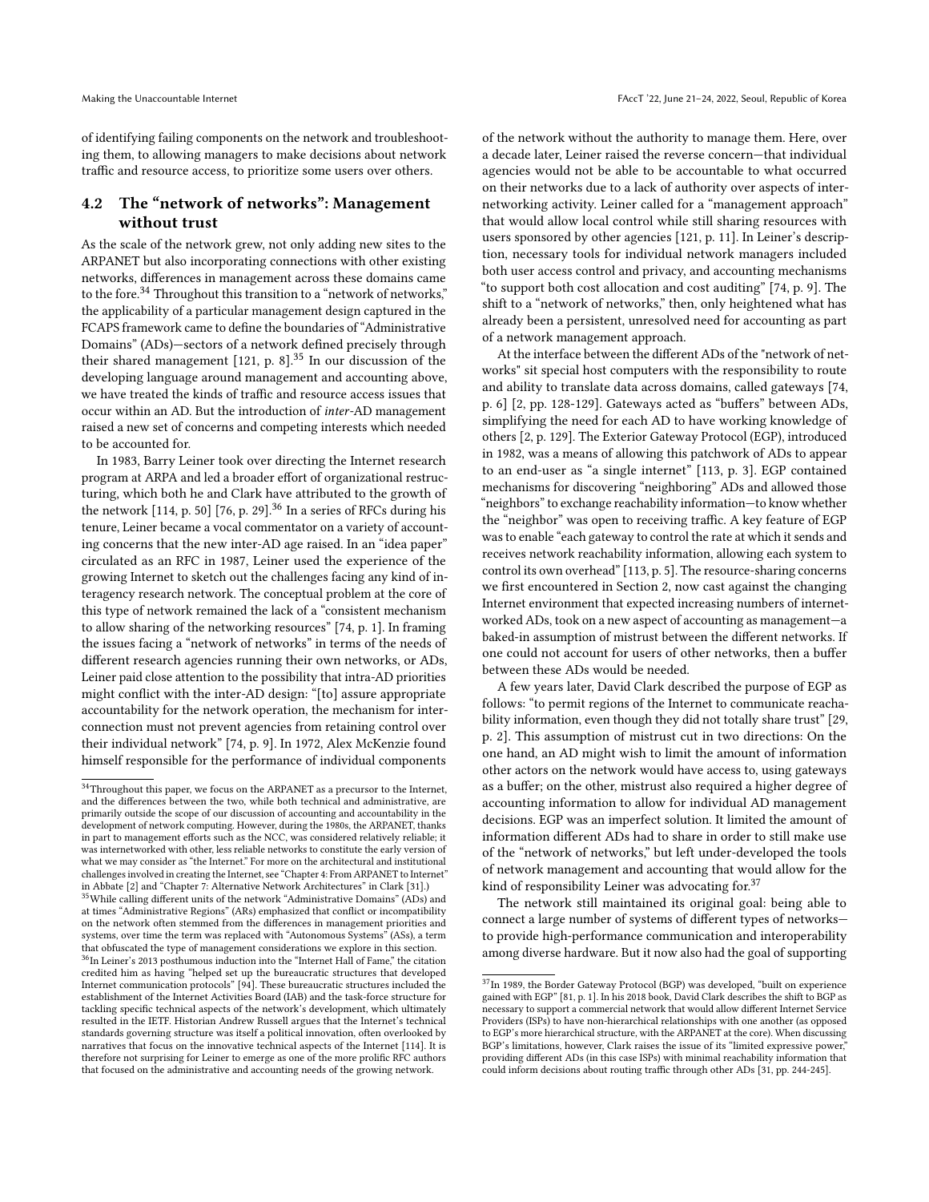of identifying failing components on the network and troubleshooting them, to allowing managers to make decisions about network traffic and resource access, to prioritize some users over others.

## 4.2 The "network of networks": Management without trust

As the scale of the network grew, not only adding new sites to the ARPANET but also incorporating connections with other existing networks, differences in management across these domains came to the fore.[34] Throughout this transition to a "network of networks," the applicability of a particular management design captured in the FCAPS framework came to define the boundaries of "Administrative Domains" (ADs)—sectors of a network defined precisely through their shared management [121, p. 8].[35] In our discussion of the developing language around management and accounting above, we have treated the kinds of traffic and resource access issues that occur within an AD. But the introduction of *inter*-AD management raised a new set of concerns and competing interests which needed to be accounted for.

In 1983, Barry Leiner took over directing the Internet research program at ARPA and led a broader effort of organizational restructuring, which both he and Clark have attributed to the growth of the network [114, p. 50] [76, p. 29].[36] In a series of RFCs during his tenure, Leiner became a vocal commentator on a variety of accounting concerns that the new inter-AD age raised. In an "idea paper" circulated as an RFC in 1987, Leiner used the experience of the growing Internet to sketch out the challenges facing any kind of interagency research network. The conceptual problem at the core of this type of network remained the lack of a "consistent mechanism to allow sharing of the networking resources" [74, p. 1]. In framing the issues facing a "network of networks" in terms of the needs of different research agencies running their own networks, or ADs, Leiner paid close attention to the possibility that intra-AD priorities might conflict with the inter-AD design: "[to] assure appropriate accountability for the network operation, the mechanism for interconnection must not prevent agencies from retaining control over their individual network" [74, p. 9]. In 1972, Alex McKenzie found himself responsible for the performance of individual components of the network without the authority to manage them. Here, over a decade later, Leiner raised the reverse concern—that individual agencies would not be able to be accountable to what occurred on their networks due to a lack of authority over aspects of internetworking activity. Leiner called for a "management approach" that would allow local control while still sharing resources with users sponsored by other agencies [121, p. 11]. In Leiner's description, necessary tools for individual network managers included both user access control and privacy, and accounting mechanisms "to support both cost allocation and cost auditing" [74, p. 9]. The shift to a "network of networks," then, only heightened what has already been a persistent, unresolved need for accounting as part of a network management approach.

At the interface between the different ADs of the "network of networks" sit special host computers with the responsibility to route and ability to translate data across domains, called gateways [74, p. 6] [2, pp. 128-129]. Gateways acted as "buffers" between ADs, simplifying the need for each AD to have working knowledge of others [2, p. 129]. The Exterior Gateway Protocol (EGP), introduced in 1982, was a means of allowing this patchwork of ADs to appear to an end-user as "a single internet" [113, p. 3]. EGP contained mechanisms for discovering "neighboring" ADs and allowed those "neighbors" to exchange reachability information—to know whether the "neighbor" was open to receiving traffic. A key feature of EGP was to enable "each gateway to control the rate at which it sends and receives network reachability information, allowing each system to control its own overhead" [113, p. 5]. The resource-sharing concerns we first encountered in Section 2, now cast against the changing Internet environment that expected increasing numbers of internetworked ADs, took on a new aspect of accounting as management—a baked-in assumption of mistrust between the different networks. If one could not account for users of other networks, then a buffer between these ADs would be needed.

A few years later, David Clark described the purpose of EGP as follows: "to permit regions of the Internet to communicate reachability information, even though they did not totally share trust" [29, p. 2]. This assumption of mistrust cut in two directions: On the one hand, an AD might wish to limit the amount of information other actors on the network would have access to, using gateways as a buffer; on the other, mistrust also required a higher degree of accounting information to allow for individual AD management decisions. EGP was an imperfect solution. It limited the amount of information different ADs had to share in order to still make use of the "network of networks," but left under-developed the tools of network management and accounting that would allow for the kind of responsibility Leiner was advocating for.[37]

The network still maintained its original goal: being able to connect a large number of systems of different types of networks—to provide high-performance communication and interoperability among diverse hardware. But it now also had the goal of supporting

---

[34] Throughout this paper, we focus on the ARPANET as a precursor to the Internet, and the differences between the two, while both technical and administrative, are primarily outside the scope of our discussion of accounting and accountability in the development of network computing. However, during the 1980s, the ARPANET, thanks in part to management efforts such as the NCC, was considered relatively reliable; it was internetworked with other, less reliable networks to constitute the early version of what we may consider as "the Internet." For more on the architectural and institutional challenges involved in creating the Internet, see "Chapter 4: From ARPANET to Internet" in Abbate [2] and "Chapter 7: Alternative Network Architectures" in Clark [31].)

[35] While calling different units of the network "Administrative Domains" (ADs) and at times "Administrative Regions" (ARs) emphasized that conflict or incompatibility on the network often stemmed from the differences in management priorities and systems, over time the term was replaced with "Autonomous Systems" (ASs), a term that obfuscated the type of management considerations we explore in this section.

[36] In Leiner's 2013 posthumous induction into the "Internet Hall of Fame," the citation credited him as having "helped set up the bureaucratic structures that developed Internet communication protocols" [94]. These bureaucratic structures included the establishment of the Internet Activities Board (IAB) and the task-force structure for tackling specific technical aspects of the network's development, which ultimately resulted in the IETF. Historian Andrew Russell argues that the Internet's technical standards governing structure was itself a political innovation, often overlooked by narratives that focus on the innovative technical aspects of the Internet [114]. It is therefore not surprising for Leiner to emerge as one of the more prolific RFC authors that focused on the administrative and accounting needs of the growing network.

[37] In 1989, the Border Gateway Protocol (BGP) was developed, "built on experience gained with EGP" [81, p. 1]. In his 2018 book, David Clark describes the shift to BGP as necessary to support a commercial network that would allow different Internet Service Providers (ISPs) to have non-hierarchical relationships with one another (as opposed to EGP's more hierarchical structure, with the ARPANET at the core). When discussing BGP's limitations, however, Clark raises the issue of its "limited expressive power," providing different ADs (in this case ISPs) with minimal reachability information that could inform decisions about routing traffic through other ADs [31, pp. 244-245].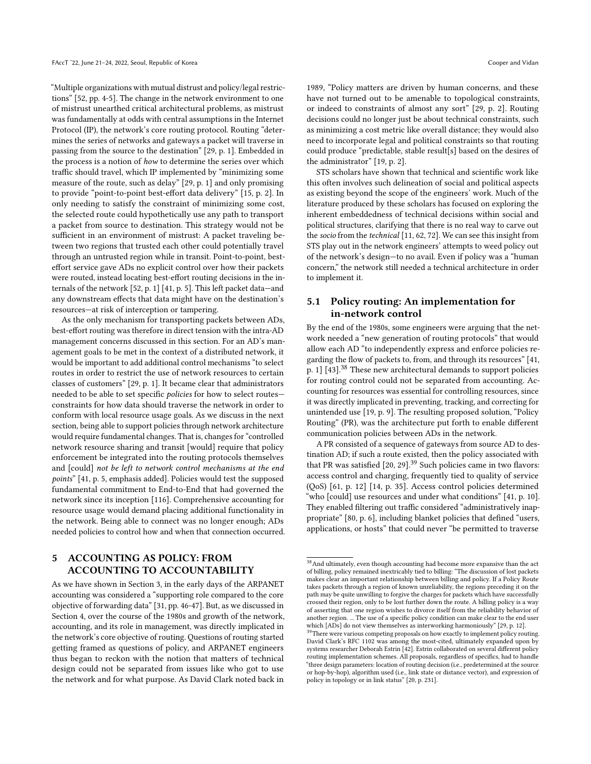"Multiple organizations with mutual distrust and policy/legal restrictions" [52, pp. 4-5]. The change in the network environment to one of mistrust unearthed critical architectural problems, as mistrust was fundamentally at odds with central assumptions in the Internet Protocol (IP), the network's core routing protocol. Routing "determines the series of networks and gateways a packet will traverse in passing from the source to the destination" [29, p. 1]. Embedded in the process is a notion of *how* to determine the series over which traffic should travel, which IP implemented by "minimizing some measure of the route, such as delay" [29, p. 1] and only promising to provide "point-to-point best-effort data delivery" [15, p. 2]. In only needing to satisfy the constraint of minimizing some cost, the selected route could hypothetically use any path to transport a packet from source to destination. This strategy would not be sufficient in an environment of mistrust: A packet traveling between two regions that trusted each other could potentially travel through an untrusted region while in transit. Point-to-point, best-effort service gave ADs no explicit control over how their packets were routed, instead locating best-effort routing decisions in the internals of the network [52, p. 1] [41, p. 5]. This left packet data—and any downstream effects that data might have on the destination's resources—at risk of interception or tampering.

As the only mechanism for transporting packets between ADs, best-effort routing was therefore in direct tension with the intra-AD management concerns discussed in this section. For an AD's management goals to be met in the context of a distributed network, it would be important to add additional control mechanisms "to select routes in order to restrict the use of network resources to certain classes of customers" [29, p. 1]. It became clear that administrators needed to be able to set specific *policies* for how to select routes—constraints for how data should traverse the network in order to conform with local resource usage goals. As we discuss in the next section, being able to support policies through network architecture would require fundamental changes. That is, changes for "controlled network resource sharing and transit [would] require that policy enforcement be integrated into the routing protocols themselves and [could] *not be left to network control mechanisms at the end points*" [41, p. 5, emphasis added]. Policies would test the supposed fundamental commitment to End-to-End that had governed the network since its inception [116]. Comprehensive accounting for resource usage would demand placing additional functionality in the network. Being able to connect was no longer enough; ADs needed policies to control how and when that connection occurred.

# 5 ACCOUNTING AS POLICY: FROM ACCOUNTING TO ACCOUNTABILITY

As we have shown in Section 3, in the early days of the ARPANET accounting was considered a "supporting role compared to the core objective of forwarding data" [31, pp. 46-47]. But, as we discussed in Section 4, over the course of the 1980s and growth of the network, accounting, and its role in management, was directly implicated in the network's core objective of routing. Questions of routing started getting framed as questions of policy, and ARPANET engineers thus began to reckon with the notion that matters of technical design could not be separated from issues like who got to use the network and for what purpose. As David Clark noted back in 1989, "Policy matters are driven by human concerns, and these have not turned out to be amenable to topological constraints, or indeed to constraints of almost any sort" [29, p. 2]. Routing decisions could no longer just be about technical constraints, such as minimizing a cost metric like overall distance; they would also need to incorporate legal and political constraints so that routing could produce "predictable, stable result[s] based on the desires of the administrator" [19, p. 2].

STS scholars have shown that technical and scientific work like this often involves such delineation of social and political aspects as existing beyond the scope of the engineers' work. Much of the literature produced by these scholars has focused on exploring the inherent embeddedness of technical decisions within social and political structures, clarifying that there is no real way to carve out the *socio* from the *technical* [11, 62, 72]. We can see this insight from STS play out in the network engineers' attempts to weed policy out of the network's design—to no avail. Even if policy was a "human concern," the network still needed a technical architecture in order to implement it.

## 5.1 Policy routing: An implementation for in-network control

By the end of the 1980s, some engineers were arguing that the network needed a "new generation of routing protocols" that would allow each AD "to independently express and enforce policies regarding the flow of packets to, from, and through its resources" [41, p. 1] [43].[38] These new architectural demands to support policies for routing control could not be separated from accounting. Accounting for resources was essential for controlling resources, since it was directly implicated in preventing, tracking, and correcting for unintended use [19, p. 9]. The resulting proposed solution, "Policy Routing" (PR), was the architecture put forth to enable different communication policies between ADs in the network.

A PR consisted of a sequence of gateways from source AD to destination AD; if such a route existed, then the policy associated with that PR was satisfied [20, 29].[39] Such policies came in two flavors: access control and charging, frequently tied to quality of service (QoS) [61, p. 12] [14, p. 35]. Access control policies determined "who [could] use resources and under what conditions" [41, p. 10]. They enabled filtering out traffic considered "administratively inappropriate" [80, p. 6], including blanket policies that defined "users, applications, or hosts" that could never "be permitted to traverse

[38] And ultimately, even though accounting had become more expansive than the act of billing, policy remained inextricably tied to billing: "The discussion of lost packets makes clear an important relationship between billing and policy. If a Policy Route takes packets through a region of known unreliability, the regions preceding it on the path may be quite unwilling to forgive the charges for packets which have successfully crossed their region, only to be lost further down the route. A billing policy is a way of asserting that one region wishes to divorce itself from the reliability behavior of another region. ... The use of a specific policy condition can make clear to the end user which [ADs] do not view themselves as interworking harmoniously" [29, p. 12].

[39] There were various competing proposals on how exactly to implement policy routing. David Clark's RFC 1102 was among the most-cited, ultimately expanded upon by systems researcher Deborah Estrin [42]. Estrin collaborated on several different policy routing implementation schemes. All proposals, regardless of specifics, had to handle "three design parameters: location of routing decision (i.e., predetermined at the source or hop-by-hop), algorithm used (i.e., link state or distance vector), and expression of policy in topology or in link status" [20, p. 231].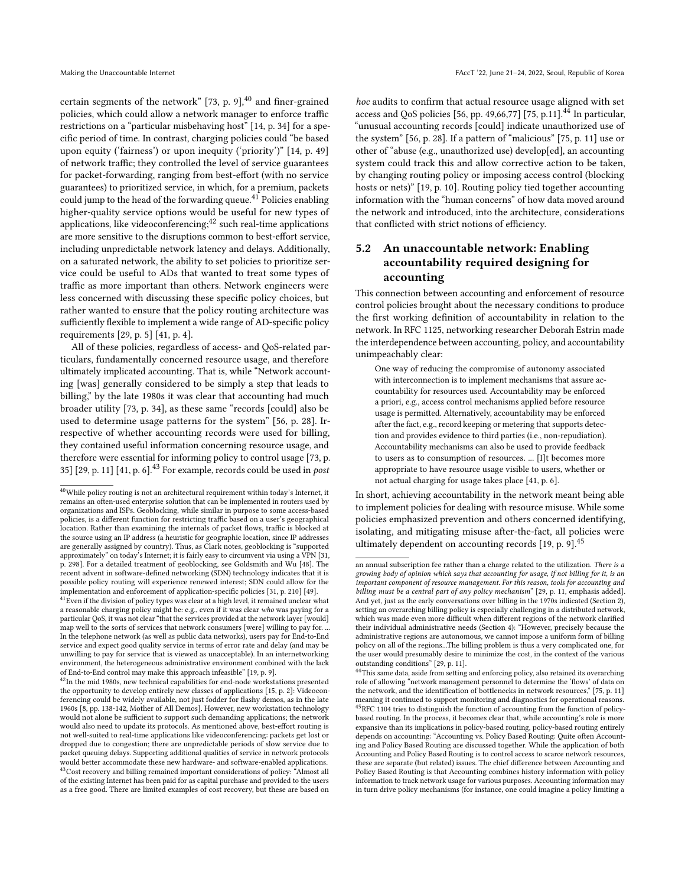certain segments of the network" [73, p. 9],[40] and finer-grained policies, which could allow a network manager to enforce traffic restrictions on a "particular misbehaving host" [14, p. 34] for a specific period of time. In contrast, charging policies could "be based upon equity ('fairness') or upon inequity ('priority')" [14, p. 49] of network traffic; they controlled the level of service guarantees for packet-forwarding, ranging from best-effort (with no service guarantees) to prioritized service, in which, for a premium, packets could jump to the head of the forwarding queue.[41] Policies enabling higher-quality service options would be useful for new types of applications, like videoconferencing;[42] such real-time applications are more sensitive to the disruptions common to best-effort service, including unpredictable network latency and delays. Additionally, on a saturated network, the ability to set policies to prioritize service could be useful to ADs that wanted to treat some types of traffic as more important than others. Network engineers were less concerned with discussing these specific policy choices, but rather wanted to ensure that the policy routing architecture was sufficiently flexible to implement a wide range of AD-specific policy requirements [29, p. 5] [41, p. 4].

All of these policies, regardless of access- and QoS-related particulars, fundamentally concerned resource usage, and therefore ultimately implicated accounting. That is, while "Network accounting [was] generally considered to be simply a step that leads to billing," by the late 1980s it was clear that accounting had much broader utility [73, p. 34], as these same "records [could] also be used to determine usage patterns for the system" [56, p. 28]. Irrespective of whether accounting records were used for billing, they contained useful information concerning resource usage, and therefore were essential for informing policy to control usage [73, p. 35] [29, p. 11] [41, p. 6].[43] For example, records could be used in *post hoc* audits to confirm that actual resource usage aligned with set access and QoS policies [56, pp. 49,66,77] [75, p.11].[44] In particular, "unusual accounting records [could] indicate unauthorized use of the system" [56, p. 28]. If a pattern of "malicious" [75, p. 11] use or other of "abuse (e.g., unauthorized use) develop[ed], an accounting system could track this and allow corrective action to be taken, by changing routing policy or imposing access control (blocking hosts or nets)" [19, p. 10]. Routing policy tied together accounting information with the "human concerns" of how data moved around the network and introduced, into the architecture, considerations that conflicted with strict notions of efficiency.

## 5.2 An unaccountable network: Enabling accountability required designing for accounting

This connection between accounting and enforcement of resource control policies brought about the necessary conditions to produce the first working definition of accountability in relation to the network. In RFC 1125, networking researcher Deborah Estrin made the interdependence between accounting, policy, and accountability unimpeachably clear:

> One way of reducing the compromise of autonomy associated with interconnection is to implement mechanisms that assure accountability for resources used. Accountability may be enforced a priori, e.g., access control mechanisms applied before resource usage is permitted. Alternatively, accountability may be enforced after the fact, e.g., record keeping or metering that supports detection and provides evidence to third parties (i.e., non-repudiation). Accountability mechanisms can also be used to provide feedback to users as to consumption of resources. ... [I]t becomes more appropriate to have resource usage visible to users, whether or not actual charging for usage takes place [41, p. 6].

In short, achieving accountability in the network meant being able to implement policies for dealing with resource misuse. While some policies emphasized prevention and others concerned identifying, isolating, and mitigating misuse after-the-fact, all policies were ultimately dependent on accounting records [19, p. 9].[45]

---

[40] While policy routing is not an architectural requirement within today's Internet, it remains an often-used enterprise solution that can be implemented in routers used by organizations and ISPs. Geoblocking, while similar in purpose to some access-based policies, is a different function for restricting traffic based on a user's geographical location. Rather than examining the internals of packet flows, traffic is blocked at the source using an IP address (a heuristic for geographic location, since IP addresses are generally assigned by country). Thus, as Clark notes, geoblocking is "supported approximately" on today's Internet; it is fairly easy to circumvent via using a VPN [31, p. 298]. For a detailed treatment of geoblocking, see Goldsmith and Wu [48]. The recent advent in software-defined networking (SDN) technology indicates that it is possible policy routing will experience renewed interest; SDN could allow for the implementation and enforcement of application-specific policies [31, p. 210] [49].

[41] Even if the division of policy types was clear at a high level, it remained unclear what a reasonable charging policy might be: e.g., even if it was clear *who* was paying for a particular QoS, it was not clear "that the services provided at the network layer [would] map well to the sorts of services that network consumers [were] willing to pay for. ... In the telephone network (as well as public data networks), users pay for End-to-End service and expect good quality service in terms of error rate and delay (and may be unwilling to pay for service that is viewed as unacceptable). In an internetworking environment, the heterogeneous administrative environment combined with the lack of End-to-End control may make this approach infeasible" [19, p. 9].

[42] In the mid 1980s, new technical capabilities for end-node workstations presented the opportunity to develop entirely new classes of applications [15, p. 2]: Videoconferencing could be widely available, not just fodder for flashy demos, as in the late 1960s [8, pp. 138-142, Mother of All Demos]. However, new workstation technology would not alone be sufficient to support such demanding applications; the network would also need to update its protocols. As mentioned above, best-effort routing is not well-suited to real-time applications like videoconferencing: packets get lost or dropped due to congestion; there are unpredictable periods of slow service due to packet queuing delays. Supporting additional qualities of service in network protocols would better accommodate these new hardware- and software-enabled applications.

[43] Cost recovery and billing remained important considerations of policy: "Almost all of the existing Internet has been paid for as capital purchase and provided to the users as a free good. There are limited examples of cost recovery, but these are based on an annual subscription fee rather than a charge related to the utilization. *There is a growing body of opinion which says that accounting for usage, if not billing for it, is an important component of resource management. For this reason, tools for accounting and billing must be a central part of any policy mechanism*" [29, p. 11, emphasis added]. And yet, just as the early conversations over billing in the 1970s indicated (Section 2), setting an overarching billing policy is especially challenging in a distributed network, which was made even more difficult when different regions of the network clarified their individual administrative needs (Section 4): "However, precisely because the administrative regions are autonomous, we cannot impose a uniform form of billing policy on all of the regions...The billing problem is thus a very complicated one, for the user would presumably desire to minimize the cost, in the context of the various outstanding conditions" [29, p. 11].

[44] This same data, aside from setting and enforcing policy, also retained its overarching role of allowing "network management personnel to determine the 'flows' of data on the network, and the identification of bottlenecks in network resources," [75, p. 11] meaning it continued to support monitoring and diagnostics for operational reasons.

[45] RFC 1104 tries to distinguish the function of accounting from the function of policy-based routing. In the process, it becomes clear that, while accounting's role is more expansive than its implications in policy-based routing, policy-based routing entirely depends on accounting: "Accounting vs. Policy Based Routing: Quite often Accounting and Policy Based Routing are discussed together. While the application of both Accounting and Policy Based Routing is to control access to scarce network resources, these are separate (but related) issues. The chief difference between Accounting and Policy Based Routing is that Accounting combines history information with policy information to track network usage for various purposes. Accounting information may in turn drive policy mechanisms (for instance, one could imagine a policy limiting a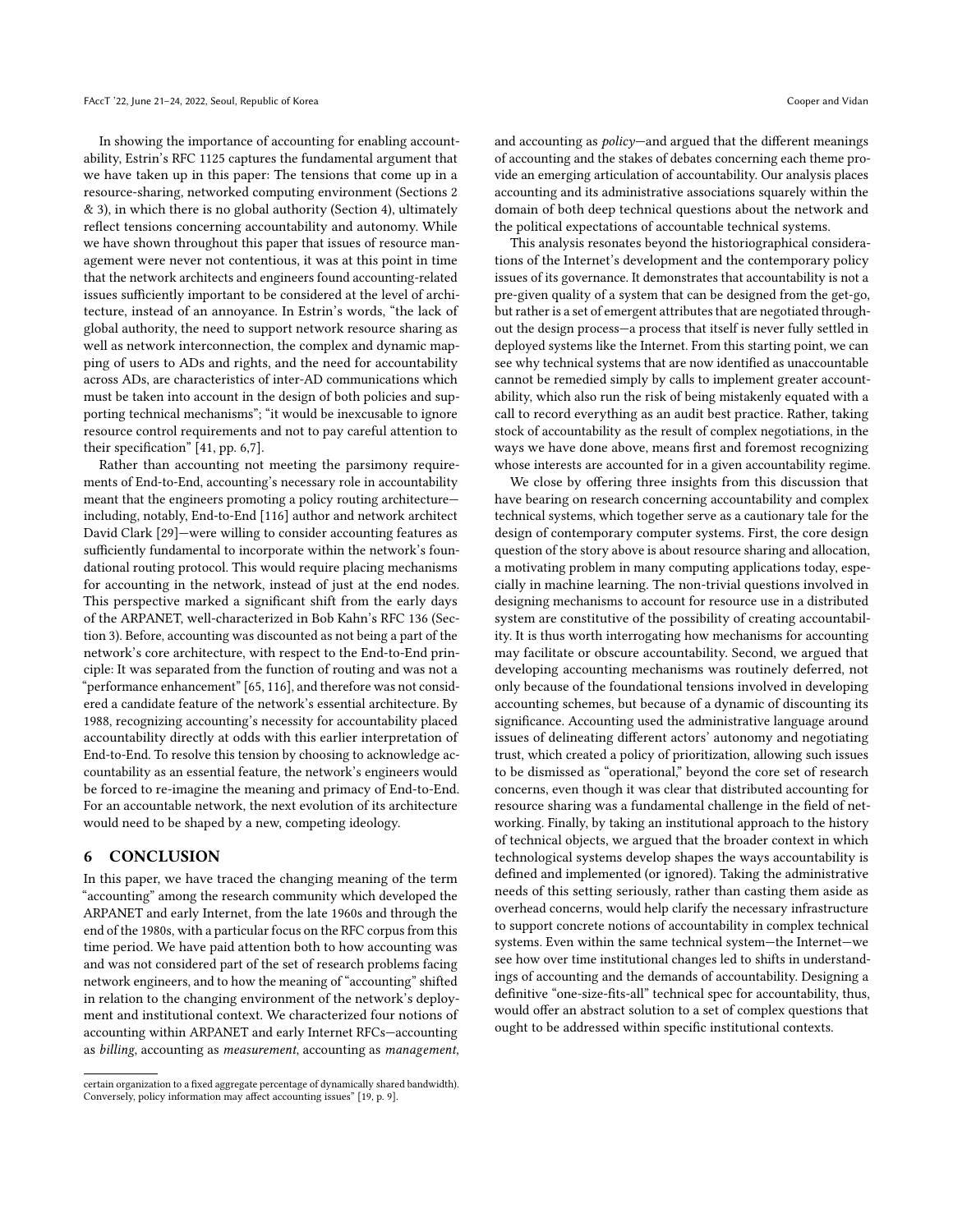In showing the importance of accounting for enabling accountability, Estrin's RFC 1125 captures the fundamental argument that we have taken up in this paper: The tensions that come up in a resource-sharing, networked computing environment (Sections 2 & 3), in which there is no global authority (Section 4), ultimately reflect tensions concerning accountability and autonomy. While we have shown throughout this paper that issues of resource management were never not contentious, it was at this point in time that the network architects and engineers found accounting-related issues sufficiently important to be considered at the level of architecture, instead of an annoyance. In Estrin's words, "the lack of global authority, the need to support network resource sharing as well as network interconnection, the complex and dynamic mapping of users to ADs and rights, and the need for accountability across ADs, are characteristics of inter-AD communications which must be taken into account in the design of both policies and supporting technical mechanisms"; "it would be inexcusable to ignore resource control requirements and not to pay careful attention to their specification" [41, pp. 6,7].

Rather than accounting not meeting the parsimony requirements of End-to-End, accounting's necessary role in accountability meant that the engineers promoting a policy routing architecture—including, notably, End-to-End [116] author and network architect David Clark [29]—were willing to consider accounting features as sufficiently fundamental to incorporate within the network's foundational routing protocol. This would require placing mechanisms for accounting in the network, instead of just at the end nodes. This perspective marked a significant shift from the early days of the ARPANET, well-characterized in Bob Kahn's RFC 136 (Section 3). Before, accounting was discounted as not being a part of the network's core architecture, with respect to the End-to-End principle: It was separated from the function of routing and was not a "performance enhancement" [65, 116], and therefore was not considered a candidate feature of the network's essential architecture. By 1988, recognizing accounting's necessity for accountability placed accountability directly at odds with this earlier interpretation of End-to-End. To resolve this tension by choosing to acknowledge accountability as an essential feature, the network's engineers would be forced to re-imagine the meaning and primacy of End-to-End. For an accountable network, the next evolution of its architecture would need to be shaped by a new, competing ideology.

## 6 CONCLUSION

In this paper, we have traced the changing meaning of the term "accounting" among the research community which developed the ARPANET and early Internet, from the late 1960s and through the end of the 1980s, with a particular focus on the RFC corpus from this time period. We have paid attention both to how accounting was and was not considered part of the set of research problems facing network engineers, and to how the meaning of "accounting" shifted in relation to the changing environment of the network's deployment and institutional context. We characterized four notions of accounting within ARPANET and early Internet RFCs—accounting as *billing*, accounting as *measurement*, accounting as *management*, and accounting as *policy*—and argued that the different meanings of accounting and the stakes of debates concerning each theme provide an emerging articulation of accountability. Our analysis places accounting and its administrative associations squarely within the domain of both deep technical questions about the network and the political expectations of accountable technical systems.

This analysis resonates beyond the historiographical considerations of the Internet's development and the contemporary policy issues of its governance. It demonstrates that accountability is not a pre-given quality of a system that can be designed from the get-go, but rather is a set of emergent attributes that are negotiated throughout the design process—a process that itself is never fully settled in deployed systems like the Internet. From this starting point, we can see why technical systems that are now identified as unaccountable cannot be remedied simply by calls to implement greater accountability, which also run the risk of being mistakenly equated with a call to record everything as an audit best practice. Rather, taking stock of accountability as the result of complex negotiations, in the ways we have done above, means first and foremost recognizing whose interests are accounted for in a given accountability regime.

We close by offering three insights from this discussion that have bearing on research concerning accountability and complex technical systems, which together serve as a cautionary tale for the design of contemporary computer systems. First, the core design question of the story above is about resource sharing and allocation, a motivating problem in many computing applications today, especially in machine learning. The non-trivial questions involved in designing mechanisms to account for resource use in a distributed system are constitutive of the possibility of creating accountability. It is thus worth interrogating how mechanisms for accounting may facilitate or obscure accountability. Second, we argued that developing accounting mechanisms was routinely deferred, not only because of the foundational tensions involved in developing accounting schemes, but because of a dynamic of discounting its significance. Accounting used the administrative language around issues of delineating different actors' autonomy and negotiating trust, which created a policy of prioritization, allowing such issues to be dismissed as "operational," beyond the core set of research concerns, even though it was clear that distributed accounting for resource sharing was a fundamental challenge in the field of networking. Finally, by taking an institutional approach to the history of technical objects, we argued that the broader context in which technological systems develop shapes the ways accountability is defined and implemented (or ignored). Taking the administrative needs of this setting seriously, rather than casting them aside as overhead concerns, would help clarify the necessary infrastructure to support concrete notions of accountability in complex technical systems. Even within the same technical system—the Internet—we see how over time institutional changes led to shifts in understandings of accounting and the demands of accountability. Designing a definitive "one-size-fits-all" technical spec for accountability, thus, would offer an abstract solution to a set of complex questions that ought to be addressed within specific institutional contexts.

certain organization to a fixed aggregate percentage of dynamically shared bandwidth). Conversely, policy information may affect accounting issues" [19, p. 9].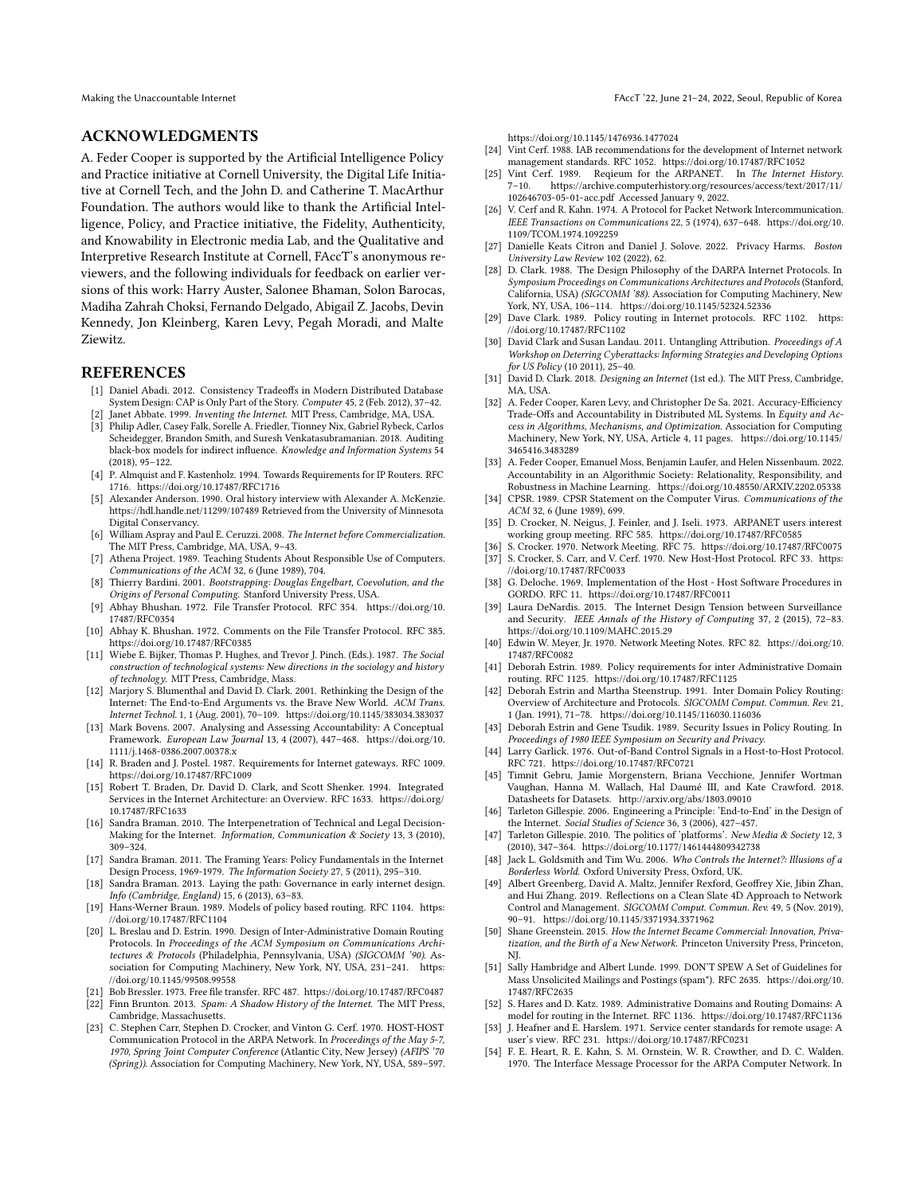## ACKNOWLEDGMENTS

A. Feder Cooper is supported by the Artificial Intelligence Policy and Practice initiative at Cornell University, the Digital Life Initiative at Cornell Tech, and the John D. and Catherine T. MacArthur Foundation. The authors would like to thank the Artificial Intelligence, Policy, and Practice initiative, the Fidelity, Authenticity, and Knowability in Electronic media Lab, and the Qualitative and Interpretive Research Institute at Cornell, FAccT's anonymous reviewers, and the following individuals for feedback on earlier versions of this work: Harry Auster, Salonee Bhaman, Solon Barocas, Madiha Zahrah Choksi, Fernando Delgado, Abigail Z. Jacobs, Devin Kennedy, Jon Kleinberg, Karen Levy, Pegah Moradi, and Malte Ziewitz.

## REFERENCES

- [1] Daniel Abadi. 2012. Consistency Tradeoffs in Modern Distributed Database System Design: CAP is Only Part of the Story. *Computer* 45, 2 (Feb. 2012), 37–42.
- [2] Janet Abbate. 1999. *Inventing the Internet.* MIT Press, Cambridge, MA, USA.
- [3] Philip Adler, Casey Falk, Sorelle A. Friedler, Tionney Nix, Gabriel Rybeck, Carlos Scheidegger, Brandon Smith, and Suresh Venkatasubramanian. 2018. Auditing black-box models for indirect influence. *Knowledge and Information Systems* 54 (2018), 95–122.
- [4] P. Almquist and F. Kastenholz. 1994. Towards Requirements for IP Routers. RFC 1716. https://doi.org/10.17487/RFC1716
- [5] Alexander Anderson. 1990. Oral history interview with Alexander A. McKenzie. https://hdl.handle.net/11299/107489 Retrieved from the University of Minnesota Digital Conservancy.
- [6] William Aspray and Paul E. Ceruzzi. 2008. *The Internet before Commercialization.* The MIT Press, Cambridge, MA, USA, 9–43.
- [7] Athena Project. 1989. Teaching Students About Responsible Use of Computers. *Communications of the ACM* 32, 6 (June 1989), 704.
- [8] Thierry Bardini. 2001. *Bootstrapping: Douglas Engelbart, Coevolution, and the Origins of Personal Computing.* Stanford University Press, USA.
- [9] Abhay Bhushan. 1972. File Transfer Protocol. RFC 354. https://doi.org/10.17487/RFC0354
- [10] Abhay K. Bhushan. 1972. Comments on the File Transfer Protocol. RFC 385. https://doi.org/10.17487/RFC0385
- [11] Wiebe E. Bijker, Thomas P. Hughes, and Trevor J. Pinch. (Eds.). 1987. *The Social construction of technological systems: New directions in the sociology and history of technology.* MIT Press, Cambridge, Mass.
- [12] Marjory S. Blumenthal and David D. Clark. 2001. Rethinking the Design of the Internet: The End-to-End Arguments vs. the Brave New World. *ACM Trans. Internet Technol.* 1, 1 (Aug. 2001), 70–109. https://doi.org/10.1145/383034.383037
- [13] Mark Bovens. 2007. Analysing and Assessing Accountability: A Conceptual Framework. *European Law Journal* 13, 4 (2007), 447–468. https://doi.org/10.1111/j.1468-0386.2007.00378.x
- [14] R. Braden and J. Postel. 1987. Requirements for Internet gateways. RFC 1009. https://doi.org/10.17487/RFC1009
- [15] Robert T. Braden, Dr. David D. Clark, and Scott Shenker. 1994. Integrated Services in the Internet Architecture: an Overview. RFC 1633. https://doi.org/10.17487/RFC1633
- [16] Sandra Braman. 2010. The Interpenetration of Technical and Legal Decision-Making for the Internet. *Information, Communication & Society* 13, 3 (2010), 309–324.
- [17] Sandra Braman. 2011. The Framing Years: Policy Fundamentals in the Internet Design Process, 1969-1979. *The Information Society* 27, 5 (2011), 295–310.
- [18] Sandra Braman. 2013. Laying the path: Governance in early internet design. *Info (Cambridge, England)* 15, 6 (2013), 63–83.
- [19] Hans-Werner Braun. 1989. Models of policy based routing. RFC 1104. https://doi.org/10.17487/RFC1104
- [20] L. Breslau and D. Estrin. 1990. Design of Inter-Administrative Domain Routing Protocols. In *Proceedings of the ACM Symposium on Communications Architectures & Protocols* (Philadelphia, Pennsylvania, USA) *(SIGCOMM '90).* Association for Computing Machinery, New York, NY, USA, 231–241. https://doi.org/10.1145/99508.99558
- [21] Bob Bressler. 1973. Free file transfer. RFC 487. https://doi.org/10.17487/RFC0487
- [22] Finn Brunton. 2013. *Spam: A Shadow History of the Internet.* The MIT Press, Cambridge, Massachusetts.
- [23] C. Stephen Carr, Stephen D. Crocker, and Vinton G. Cerf. 1970. HOST-HOST Communication Protocol in the ARPA Network. In *Proceedings of the May 5-7, 1970, Spring Joint Computer Conference* (Atlantic City, New Jersey) *(AFIPS '70 (Spring)).* Association for Computing Machinery, New York, NY, USA, 589–597. https://doi.org/10.1145/1476936.1477024
- [24] Vint Cerf. 1988. IAB recommendations for the development of Internet network management standards. RFC 1052. https://doi.org/10.17487/RFC1052
- [25] Vint Cerf. 1989. Reqieum for the ARPANET. In *The Internet History.* 7–10. https://archive.computerhistory.org/resources/access/text/2017/11/102646703-05-01-acc.pdf Accessed January 9, 2022.
- [26] V. Cerf and R. Kahn. 1974. A Protocol for Packet Network Intercommunication. *IEEE Transactions on Communications* 22, 5 (1974), 637–648. https://doi.org/10.1109/TCOM.1974.1092259
- [27] Danielle Keats Citron and Daniel J. Solove. 2022. Privacy Harms. *Boston University Law Review* 102 (2022), 62.
- [28] D. Clark. 1988. The Design Philosophy of the DARPA Internet Protocols. In *Symposium Proceedings on Communications Architectures and Protocols* (Stanford, California, USA) *(SIGCOMM '88).* Association for Computing Machinery, New York, NY, USA, 106–114. https://doi.org/10.1145/52324.52336
- [29] Dave Clark. 1989. Policy routing in Internet protocols. RFC 1102. https://doi.org/10.17487/RFC1102
- [30] David Clark and Susan Landau. 2011. Untangling Attribution. *Proceedings of A Workshop on Deterring Cyberattacks: Informing Strategies and Developing Options for US Policy* (10 2011), 25–40.
- [31] David D. Clark. 2018. *Designing an Internet* (1st ed.). The MIT Press, Cambridge, MA, USA.
- [32] A. Feder Cooper, Karen Levy, and Christopher De Sa. 2021. Accuracy-Efficiency Trade-Offs and Accountability in Distributed ML Systems. In *Equity and Access in Algorithms, Mechanisms, and Optimization.* Association for Computing Machinery, New York, NY, USA, Article 4, 11 pages. https://doi.org/10.1145/3465416.3483289
- [33] A. Feder Cooper, Emanuel Moss, Benjamin Laufer, and Helen Nissenbaum. 2022. Accountability in an Algorithmic Society: Relationality, Responsibility, and Robustness in Machine Learning. https://doi.org/10.48550/ARXIV.2202.05338
- [34] CPSR. 1989. CPSR Statement on the Computer Virus. *Communications of the ACM* 32, 6 (June 1989), 699.
- [35] D. Crocker, N. Neigus, J. Feinler, and J. Iseli. 1973. ARPANET users interest working group meeting. RFC 585. https://doi.org/10.17487/RFC0585
- [36] S. Crocker. 1970. Network Meeting. RFC 75. https://doi.org/10.17487/RFC0075
- [37] S. Crocker, S. Carr, and V. Cerf. 1970. New Host-Host Protocol. RFC 33. https://doi.org/10.17487/RFC0033
- [38] G. Deloche. 1969. Implementation of the Host - Host Software Procedures in GORDO. RFC 11. https://doi.org/10.17487/RFC0011
- [39] Laura DeNardis. 2015. The Internet Design Tension between Surveillance and Security. *IEEE Annals of the History of Computing* 37, 2 (2015), 72–83. https://doi.org/10.1109/MAHC.2015.29
- [40] Edwin W. Meyer, Jr. 1970. Network Meeting Notes. RFC 82. https://doi.org/10.17487/RFC0082
- [41] Deborah Estrin. 1989. Policy requirements for inter Administrative Domain routing. RFC 1125. https://doi.org/10.17487/RFC1125
- [42] Deborah Estrin and Martha Steenstrup. 1991. Inter Domain Policy Routing: Overview of Architecture and Protocols. *SIGCOMM Comput. Commun. Rev.* 21, 1 (Jan. 1991), 71–78. https://doi.org/10.1145/116030.116036
- [43] Deborah Estrin and Gene Tsudik. 1989. Security Issues in Policy Routing. In *Proceedings of 1980 IEEE Symposium on Security and Privacy.*
- [44] Larry Garlick. 1976. Out-of-Band Control Signals in a Host-to-Host Protocol. RFC 721. https://doi.org/10.17487/RFC0721
- [45] Timnit Gebru, Jamie Morgenstern, Briana Vecchione, Jennifer Wortman Vaughan, Hanna M. Wallach, Hal Daumé III, and Kate Crawford. 2018. Datasheets for Datasets. http://arxiv.org/abs/1803.09010
- [46] Tarleton Gillespie. 2006. Engineering a Principle: 'End-to-End' in the Design of the Internet. *Social Studies of Science* 36, 3 (2006), 427–457.
- [47] Tarleton Gillespie. 2010. The politics of 'platforms'. *New Media & Society* 12, 3 (2010), 347–364. https://doi.org/10.1177/1461444809342738
- [48] Jack L. Goldsmith and Tim Wu. 2006. *Who Controls the Internet?: Illusions of a Borderless World.* Oxford University Press, Oxford, UK.
- [49] Albert Greenberg, David A. Maltz, Jennifer Rexford, Geoffrey Xie, Jibin Zhan, and Hui Zhang. 2019. Reflections on a Clean Slate 4D Approach to Network Control and Management. *SIGCOMM Comput. Commun. Rev.* 49, 5 (Nov. 2019), 90–91. https://doi.org/10.1145/3371934.3371962
- [50] Shane Greenstein. 2015. *How the Internet Became Commercial: Innovation, Privatization, and the Birth of a New Network.* Princeton University Press, Princeton, NJ.
- [51] Sally Hambridge and Albert Lunde. 1999. DON'T SPEW A Set of Guidelines for Mass Unsolicited Mailings and Postings (spam*). RFC 2635. https://doi.org/10.17487/RFC2635
- [52] S. Hares and D. Katz. 1989. Administrative Domains and Routing Domains: A model for routing in the Internet. RFC 1136. https://doi.org/10.17487/RFC1136
- [53] J. Heafner and E. Harslem. 1971. Service center standards for remote usage: A user's view. RFC 231. https://doi.org/10.17487/RFC0231
- [54] F. E. Heart, R. E. Kahn, S. M. Ornstein, W. R. Crowther, and D. C. Walden. 1970. The Interface Message Processor for the ARPA Computer Network. In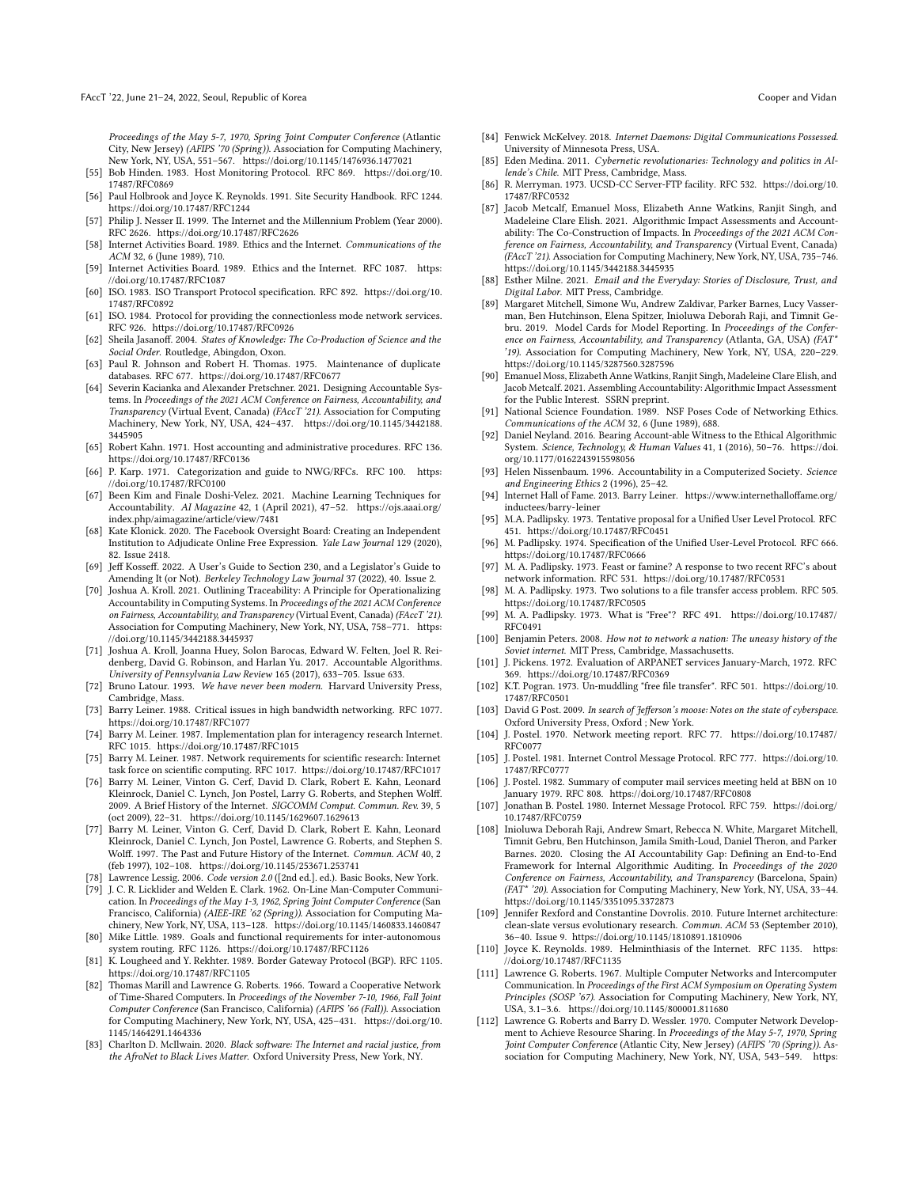*Proceedings of the May 5-7, 1970, Spring Joint Computer Conference* (Atlantic City, New Jersey) *(AFIPS '70 (Spring))*. Association for Computing Machinery, New York, NY, USA, 551–567. https://doi.org/10.1145/1476936.1477021

[55] Bob Hinden. 1983. Host Monitoring Protocol. RFC 869. https://doi.org/10.17487/RFC0869

[56] Paul Holbrook and Joyce K. Reynolds. 1991. Site Security Handbook. RFC 1244. https://doi.org/10.17487/RFC1244

[57] Philip J. Nesser II. 1999. The Internet and the Millennium Problem (Year 2000). RFC 2626. https://doi.org/10.17487/RFC2626

[58] Internet Activities Board. 1989. Ethics and the Internet. *Communications of the ACM* 32, 6 (June 1989), 710.

[59] Internet Activities Board. 1989. Ethics and the Internet. RFC 1087. https://doi.org/10.17487/RFC1087

[60] ISO. 1983. ISO Transport Protocol specification. RFC 892. https://doi.org/10.17487/RFC0892

[61] ISO. 1984. Protocol for providing the connectionless mode network services. RFC 926. https://doi.org/10.17487/RFC0926

[62] Sheila Jasanoff. 2004. *States of Knowledge: The Co-Production of Science and the Social Order.* Routledge, Abingdon, Oxon.

[63] Paul R. Johnson and Robert H. Thomas. 1975. Maintenance of duplicate databases. RFC 677. https://doi.org/10.17487/RFC0677

[64] Severin Kacianka and Alexander Pretschner. 2021. Designing Accountable Systems. In *Proceedings of the 2021 ACM Conference on Fairness, Accountability, and Transparency* (Virtual Event, Canada) *(FAccT '21)*. Association for Computing Machinery, New York, NY, USA, 424–437. https://doi.org/10.1145/3442188.3445905

[65] Robert Kahn. 1971. Host accounting and administrative procedures. RFC 136. https://doi.org/10.17487/RFC0136

[66] P. Karp. 1971. Categorization and guide to NWG/RFCs. RFC 100. https://doi.org/10.17487/RFC0100

[67] Been Kim and Finale Doshi-Velez. 2021. Machine Learning Techniques for Accountability. *AI Magazine* 42, 1 (April 2021), 47–52. https://ojs.aaai.org/index.php/aimagazine/article/view/7481

[68] Kate Klonick. 2020. The Facebook Oversight Board: Creating an Independent Institution to Adjudicate Online Free Expression. *Yale Law Journal* 129 (2020), 82. Issue 2418.

[69] Jeff Kosseff. 2022. A User's Guide to Section 230, and a Legislator's Guide to Amending It (or Not). *Berkeley Technology Law Journal* 37 (2022), 40. Issue 2.

[70] Joshua A. Kroll. 2021. Outlining Traceability: A Principle for Operationalizing Accountability in Computing Systems. In *Proceedings of the 2021 ACM Conference on Fairness, Accountability, and Transparency* (Virtual Event, Canada) *(FAccT '21)*. Association for Computing Machinery, New York, NY, USA, 758–771. https://doi.org/10.1145/3442188.3445937

[71] Joshua A. Kroll, Joanna Huey, Solon Barocas, Edward W. Felten, Joel R. Reidenberg, David G. Robinson, and Harlan Yu. 2017. Accountable Algorithms. *University of Pennsylvania Law Review* 165 (2017), 633–705. Issue 633.

[72] Bruno Latour. 1993. *We have never been modern.* Harvard University Press, Cambridge, Mass.

[73] Barry Leiner. 1988. Critical issues in high bandwidth networking. RFC 1077. https://doi.org/10.17487/RFC1077

[74] Barry M. Leiner. 1987. Implementation plan for interagency research Internet. RFC 1015. https://doi.org/10.17487/RFC1015

[75] Barry M. Leiner. 1987. Network requirements for scientific research: Internet task force on scientific computing. RFC 1017. https://doi.org/10.17487/RFC1017

[76] Barry M. Leiner, Vinton G. Cerf, David D. Clark, Robert E. Kahn, Leonard Kleinrock, Daniel C. Lynch, Jon Postel, Larry G. Roberts, and Stephen Wolff. 2009. A Brief History of the Internet. *SIGCOMM Comput. Commun. Rev.* 39, 5 (oct 2009), 22–31. https://doi.org/10.1145/1629607.1629613

[77] Barry M. Leiner, Vinton G. Cerf, David D. Clark, Robert E. Kahn, Leonard Kleinrock, Daniel C. Lynch, Jon Postel, Lawrence G. Roberts, and Stephen S. Wolff. 1997. The Past and Future History of the Internet. *Commun. ACM* 40, 2 (feb 1997), 102–108. https://doi.org/10.1145/253671.253741

[78] Lawrence Lessig. 2006. *Code version 2.0* ([2nd ed.]. ed.). Basic Books, New York.

[79] J. C. R. Licklider and Welden E. Clark. 1962. On-Line Man-Computer Communication. In *Proceedings of the May 1-3, 1962, Spring Joint Computer Conference* (San Francisco, California) *(AIEE-IRE '62 (Spring))*. Association for Computing Machinery, New York, NY, USA, 113–128. https://doi.org/10.1145/1460833.1460847

[80] Mike Little. 1989. Goals and functional requirements for inter-autonomous system routing. RFC 1126. https://doi.org/10.17487/RFC1126

[81] K. Lougheed and Y. Rekhter. 1989. Border Gateway Protocol (BGP). RFC 1105. https://doi.org/10.17487/RFC1105

[82] Thomas Marill and Lawrence G. Roberts. 1966. Toward a Cooperative Network of Time-Shared Computers. In *Proceedings of the November 7-10, 1966, Fall Joint Computer Conference* (San Francisco, California) *(AFIPS '66 (Fall))*. Association for Computing Machinery, New York, NY, USA, 425–431. https://doi.org/10.1145/1464291.1464336

[83] Charlton D. McIlwain. 2020. *Black software: The Internet and racial justice, from the AfroNet to Black Lives Matter.* Oxford University Press, New York, NY.

[84] Fenwick McKelvey. 2018. *Internet Daemons: Digital Communications Possessed.* University of Minnesota Press, USA.

[85] Eden Medina. 2011. *Cybernetic revolutionaries: Technology and politics in Allende's Chile.* MIT Press, Cambridge, Mass.

[86] R. Merryman. 1973. UCSD-CC Server-FTP facility. RFC 532. https://doi.org/10.17487/RFC0532

[87] Jacob Metcalf, Emanuel Moss, Elizabeth Anne Watkins, Ranjit Singh, and Madeleine Clare Elish. 2021. Algorithmic Impact Assessments and Accountability: The Co-Construction of Impacts. In *Proceedings of the 2021 ACM Conference on Fairness, Accountability, and Transparency* (Virtual Event, Canada) *(FAccT '21)*. Association for Computing Machinery, New York, NY, USA, 735–746. https://doi.org/10.1145/3442188.3445935

[88] Esther Milne. 2021. *Email and the Everyday: Stories of Disclosure, Trust, and Digital Labor.* MIT Press, Cambridge.

[89] Margaret Mitchell, Simone Wu, Andrew Zaldivar, Parker Barnes, Lucy Vasserman, Ben Hutchinson, Elena Spitzer, Inioluwa Deborah Raji, and Timnit Gebru. 2019. Model Cards for Model Reporting. In *Proceedings of the Conference on Fairness, Accountability, and Transparency* (Atlanta, GA, USA) *(FAT* '19)*. Association for Computing Machinery, New York, NY, USA, 220–229. https://doi.org/10.1145/3287560.3287596

[90] Emanuel Moss, Elizabeth Anne Watkins, Ranjit Singh, Madeleine Clare Elish, and Jacob Metcalf. 2021. Assembling Accountability: Algorithmic Impact Assessment for the Public Interest. SSRN preprint.

[91] National Science Foundation. 1989. NSF Poses Code of Networking Ethics. *Communications of the ACM* 32, 6 (June 1989), 688.

[92] Daniel Neyland. 2016. Bearing Account-able Witness to the Ethical Algorithmic System. *Science, Technology, & Human Values* 41, 1 (2016), 50–76. https://doi.org/10.1177/0162243915598056

[93] Helen Nissenbaum. 1996. Accountability in a Computerized Society. *Science and Engineering Ethics* 2 (1996), 25–42.

[94] Internet Hall of Fame. 2013. Barry Leiner. https://www.internethalloffame.org/inductees/barry-leiner

[95] M.A. Padlipsky. 1973. Tentative proposal for a Unified User Level Protocol. RFC 451. https://doi.org/10.17487/RFC0451

[96] M. Padlipsky. 1974. Specification of the Unified User-Level Protocol. RFC 666. https://doi.org/10.17487/RFC0666

[97] M. A. Padlipsky. 1973. Feast or famine? A response to two recent RFC's about network information. RFC 531. https://doi.org/10.17487/RFC0531

[98] M. A. Padlipsky. 1973. Two solutions to a file transfer access problem. RFC 505. https://doi.org/10.17487/RFC0505

[99] M. A. Padlipsky. 1973. What is "Free"? RFC 491. https://doi.org/10.17487/RFC0491

[100] Benjamin Peters. 2008. *How not to network a nation: The uneasy history of the Soviet internet.* MIT Press, Cambridge, Massachusetts.

[101] J. Pickens. 1972. Evaluation of ARPANET services January-March, 1972. RFC 369. https://doi.org/10.17487/RFC0369

[102] K.T. Pogran. 1973. Un-muddling "free file transfer". RFC 501. https://doi.org/10.17487/RFC0501

[103] David G Post. 2009. *In search of Jefferson's moose: Notes on the state of cyberspace.* Oxford University Press, Oxford ; New York.

[104] J. Postel. 1970. Network meeting report. RFC 77. https://doi.org/10.17487/RFC0077

[105] J. Postel. 1981. Internet Control Message Protocol. RFC 777. https://doi.org/10.17487/RFC0777

[106] J. Postel. 1982. Summary of computer mail services meeting held at BBN on 10 January 1979. RFC 808. https://doi.org/10.17487/RFC0808

[107] Jonathan B. Postel. 1980. Internet Message Protocol. RFC 759. https://doi.org/10.17487/RFC0759

[108] Inioluwa Deborah Raji, Andrew Smart, Rebecca N. White, Margaret Mitchell, Timnit Gebru, Ben Hutchinson, Jamila Smith-Loud, Daniel Theron, and Parker Barnes. 2020. Closing the AI Accountability Gap: Defining an End-to-End Framework for Internal Algorithmic Auditing. In *Proceedings of the 2020 Conference on Fairness, Accountability, and Transparency* (Barcelona, Spain) *(FAT* '20)*. Association for Computing Machinery, New York, NY, USA, 33–44. https://doi.org/10.1145/3351095.3372873

[109] Jennifer Rexford and Constantine Dovrolis. 2010. Future Internet architecture: clean-slate versus evolutionary research. *Commun. ACM* 53 (September 2010), 36–40. Issue 9. https://doi.org/10.1145/1810891.1810906

[110] Joyce K. Reynolds. 1989. Helminthiasis of the Internet. RFC 1135. https://doi.org/10.17487/RFC1135

[111] Lawrence G. Roberts. 1967. Multiple Computer Networks and Intercomputer Communication. In *Proceedings of the First ACM Symposium on Operating System Principles (SOSP '67)*. Association for Computing Machinery, New York, NY, USA, 3.1–3.6. https://doi.org/10.1145/800001.811680

[112] Lawrence G. Roberts and Barry D. Wessler. 1970. Computer Network Development to Achieve Resource Sharing. In *Proceedings of the May 5-7, 1970, Spring Joint Computer Conference* (Atlantic City, New Jersey) *(AFIPS '70 (Spring))*. Association for Computing Machinery, New York, NY, USA, 543–549. https: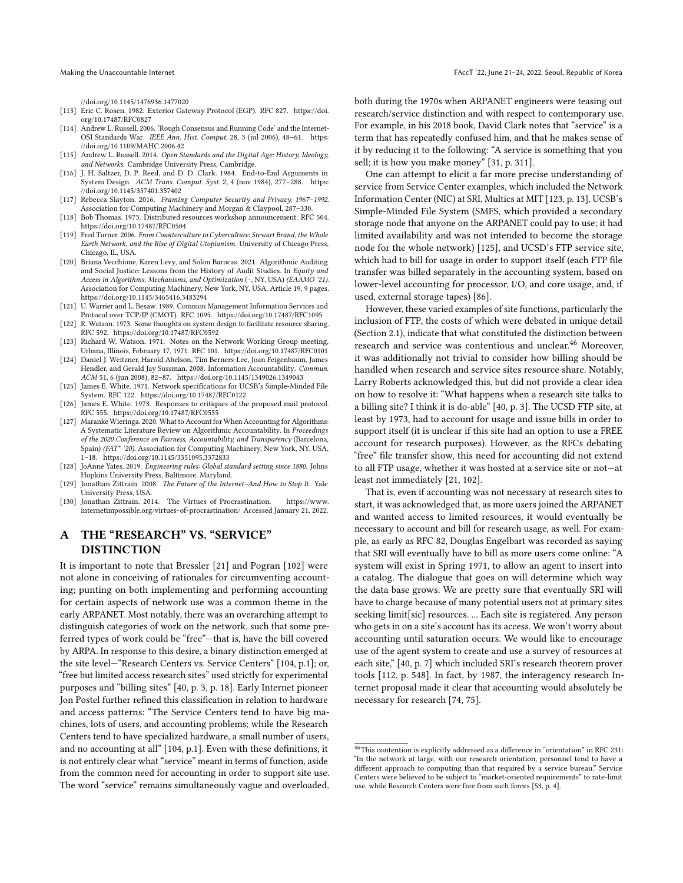//doi.org/10.1145/1476936.1477020

[113] Eric C. Rosen. 1982. Exterior Gateway Protocol (EGP). RFC 827. https://doi.org/10.17487/RFC0827

[114] Andrew L. Russell. 2006. 'Rough Consensus and Running Code' and the Internet-OSI Standards War. *IEEE Ann. Hist. Comput.* 28, 3 (jul 2006), 48–61. https://doi.org/10.1109/MAHC.2006.42

[115] Andrew L. Russell. 2014. *Open Standards and the Digital Age: History, Ideology, and Networks.* Cambridge University Press, Cambridge.

[116] J. H. Saltzer, D. P. Reed, and D. D. Clark. 1984. End-to-End Arguments in System Design. *ACM Trans. Comput. Syst.* 2, 4 (nov 1984), 277–288. https://doi.org/10.1145/357401.357402

[117] Rebecca Slayton. 2016. *Framing Computer Security and Privacy, 1967–1992.* Association for Computing Machinery and Morgan & Claypool, 287–330.

[118] Bob Thomas. 1973. Distributed resources workshop announcement. RFC 504. https://doi.org/10.17487/RFC0504

[119] Fred Turner. 2006. *From Counterculture to Cyberculture: Stewart Brand, the Whole Earth Network, and the Rise of Digital Utopianism.* University of Chicago Press, Chicago, IL, USA.

[120] Briana Vecchione, Karen Levy, and Solon Barocas. 2021. Algorithmic Auditing and Social Justice: Lessons from the History of Audit Studies. In *Equity and Access in Algorithms, Mechanisms, and Optimization* (–, NY, USA) *(EAAMO '21).* Association for Computing Machinery, New York, NY, USA, Article 19, 9 pages. https://doi.org/10.1145/3465416.3483294

[121] U. Warrier and L. Besaw. 1989. Common Management Information Services and Protocol over TCP/IP (CMOT). RFC 1095. https://doi.org/10.17487/RFC1095

[122] R. Watson. 1973. Some thoughts on system design to facilitate resource sharing. RFC 592. https://doi.org/10.17487/RFC0592

[123] Richard W. Watson. 1971. Notes on the Network Working Group meeting, Urbana, Illinois, February 17, 1971. RFC 101. https://doi.org/10.17487/RFC0101

[124] Daniel J. Weitzner, Harold Abelson, Tim Berners-Lee, Joan Feigenbaum, James Hendler, and Gerald Jay Sussman. 2008. Information Accountability. *Commun. ACM* 51, 6 (jun 2008), 82–87. https://doi.org/10.1145/1349026.1349043

[125] James E. White. 1971. Network specifications for UCSB's Simple-Minded File System. RFC 122. https://doi.org/10.17487/RFC0122

[126] James E. White. 1973. Responses to critiques of the proposed mail protocol. RFC 555. https://doi.org/10.17487/RFC0555

[127] Maranke Wieringa. 2020. What to Account for When Accounting for Algorithms: A Systematic Literature Review on Algorithmic Accountability. In *Proceedings of the 2020 Conference on Fairness, Accountability, and Transparency* (Barcelona, Spain) *(FAT* '20).* Association for Computing Machinery, New York, NY, USA, 1–18. https://doi.org/10.1145/3351095.3372833

[128] JoAnne Yates. 2019. *Engineering rules: Global standard setting since 1880.* Johns Hopkins University Press, Baltimore, Maryland.

[129] Jonathan Zittrain. 2008. *The Future of the Internet–And How to Stop It.* Yale University Press, USA.

[130] Jonathan Zittrain. 2014. The Virtues of Procrastination. https://www.internetimpossible.org/virtues-of-procrastination/ Accessed January 21, 2022.

## A THE "RESEARCH" VS. "SERVICE" DISTINCTION

It is important to note that Bressler [21] and Pogran [102] were not alone in conceiving of rationales for circumventing accounting; punting on both implementing and performing accounting for certain aspects of network use was a common theme in the early ARPANET. Most notably, there was an overarching attempt to distinguish categories of work on the network, such that some preferred types of work could be "free"—that is, have the bill covered by ARPA. In response to this desire, a binary distinction emerged at the site level—"Research Centers vs. Service Centers" [104, p.1]; or, "free but limited access research sites" used strictly for experimental purposes and "billing sites" [40, p. 3, p. 18]. Early Internet pioneer Jon Postel further refined this classification in relation to hardware and access patterns: "The Service Centers tend to have big machines, lots of users, and accounting problems; while the Research Centers tend to have specialized hardware, a small number of users, and no accounting at all" [104, p.1]. Even with these definitions, it is not entirely clear what "service" meant in terms of function, aside from the common need for accounting in order to support site use. The word "service" remains simultaneously vague and overloaded, both during the 1970s when ARPANET engineers were teasing out research/service distinction and with respect to contemporary use. For example, in his 2018 book, David Clark notes that "service" is a term that has repeatedly confused him, and that he makes sense of it by reducing it to the following: "A service is something that you sell; it is how you make money" [31, p. 311].

One can attempt to elicit a far more precise understanding of service from Service Center examples, which included the Network Information Center (NIC) at SRI, Multics at MIT [123, p. 13], UCSB's Simple-Minded File System (SMFS, which provided a secondary storage node that anyone on the ARPANET could pay to use; it had limited availability and was not intended to become the storage node for the whole network) [125], and UCSD's FTP service site, which had to bill for usage in order to support itself (each FTP file transfer was billed separately in the accounting system, based on lower-level accounting for processor, I/O, and core usage, and, if used, external storage tapes) [86].

However, these varied examples of site functions, particularly the inclusion of FTP, the costs of which were debated in unique detail (Section 2.1), indicate that what constituted the distinction between research and service was contentious and unclear.[46] Moreover, it was additionally not trivial to consider how billing should be handled when research and service sites resource share. Notably, Larry Roberts acknowledged this, but did not provide a clear idea on how to resolve it: "What happens when a research site talks to a billing site? I think it is do-able" [40, p. 3]. The UCSD FTP site, at least by 1973, had to account for usage and issue bills in order to support itself (it is unclear if this site had an option to use a FREE account for research purposes). However, as the RFCs debating "free" file transfer show, this need for accounting did not extend to all FTP usage, whether it was hosted at a service site or not—at least not immediately [21, 102].

That is, even if accounting was not necessary at research sites to start, it was acknowledged that, as more users joined the ARPANET and wanted access to limited resources, it would eventually be necessary to account and bill for research usage, as well. For example, as early as RFC 82, Douglas Engelbart was recorded as saying that SRI will eventually have to bill as more users come online: "A system will exist in Spring 1971, to allow an agent to insert into a catalog. The dialogue that goes on will determine which way the data base grows. We are pretty sure that eventually SRI will have to charge because of many potential users not at primary sites seeking limit[sic] resources. ... Each site is registered. Any person who gets in on a site's account has its access. We won't worry about accounting until saturation occurs. We would like to encourage use of the agent system to create and use a survey of resources at each site," [40, p. 7] which included SRI's research theorem prover tools [112, p. 548]. In fact, by 1987, the interagency research Internet proposal made it clear that accounting would absolutely be necessary for research [74, 75].

[46] This contention is explicitly addressed as a difference in "orientation" in RFC 231: "In the network at large, with our research orientation, personnel tend to have a different approach to computing than that required by a service bureau." Service Centers were believed to be subject to "market-oriented requirements" to rate-limit use, while Research Centers were free from such forces [53, p. 4].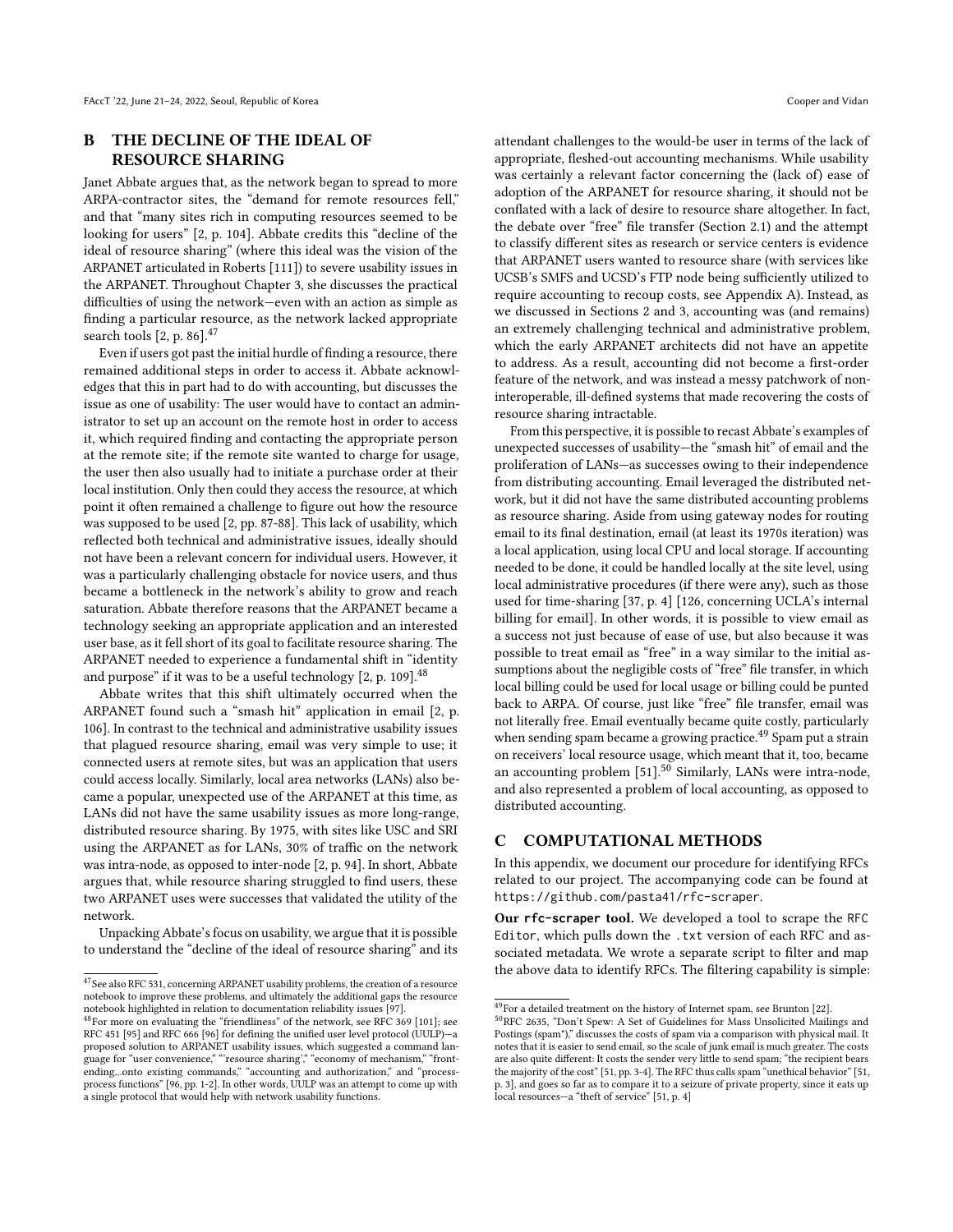## B THE DECLINE OF THE IDEAL OF RESOURCE SHARING

Janet Abbate argues that, as the network began to spread to more ARPA-contractor sites, the "demand for remote resources fell," and that "many sites rich in computing resources seemed to be looking for users" [2, p. 104]. Abbate credits this "decline of the ideal of resource sharing" (where this ideal was the vision of the ARPANET articulated in Roberts [111]) to severe usability issues in the ARPANET. Throughout Chapter 3, she discusses the practical difficulties of using the network—even with an action as simple as finding a particular resource, as the network lacked appropriate search tools [2, p. 86].[47]

Even if users got past the initial hurdle of finding a resource, there remained additional steps in order to access it. Abbate acknowledges that this in part had to do with accounting, but discusses the issue as one of usability: The user would have to contact an administrator to set up an account on the remote host in order to access it, which required finding and contacting the appropriate person at the remote site; if the remote site wanted to charge for usage, the user then also usually had to initiate a purchase order at their local institution. Only then could they access the resource, at which point it often remained a challenge to figure out how the resource was supposed to be used [2, pp. 87-88]. This lack of usability, which reflected both technical and administrative issues, ideally should not have been a relevant concern for individual users. However, it was a particularly challenging obstacle for novice users, and thus became a bottleneck in the network's ability to grow and reach saturation. Abbate therefore reasons that the ARPANET became a technology seeking an appropriate application and an interested user base, as it fell short of its goal to facilitate resource sharing. The ARPANET needed to experience a fundamental shift in "identity and purpose" if it was to be a useful technology [2, p. 109].[48]

Abbate writes that this shift ultimately occurred when the ARPANET found such a "smash hit" application in email [2, p. 106]. In contrast to the technical and administrative usability issues that plagued resource sharing, email was very simple to use; it connected users at remote sites, but was an application that users could access locally. Similarly, local area networks (LANs) also became a popular, unexpected use of the ARPANET at this time, as LANs did not have the same usability issues as more long-range, distributed resource sharing. By 1975, with sites like USC and SRI using the ARPANET as for LANs, 30% of traffic on the network was intra-node, as opposed to inter-node [2, p. 94]. In short, Abbate argues that, while resource sharing struggled to find users, these two ARPANET uses were successes that validated the utility of the network.

Unpacking Abbate's focus on usability, we argue that it is possible to understand the "decline of the ideal of resource sharing" and its attendant challenges to the would-be user in terms of the lack of appropriate, fleshed-out accounting mechanisms. While usability was certainly a relevant factor concerning the (lack of) ease of adoption of the ARPANET for resource sharing, it should not be conflated with a lack of desire to resource share altogether. In fact, the debate over "free" file transfer (Section 2.1) and the attempt to classify different sites as research or service centers is evidence that ARPANET users wanted to resource share (with services like UCSB's SMFS and UCSD's FTP node being sufficiently utilized to require accounting to recoup costs, see Appendix A). Instead, as we discussed in Sections 2 and 3, accounting was (and remains) an extremely challenging technical and administrative problem, which the early ARPANET architects did not have an appetite to address. As a result, accounting did not become a first-order feature of the network, and was instead a messy patchwork of non-interoperable, ill-defined systems that made recovering the costs of resource sharing intractable.

From this perspective, it is possible to recast Abbate's examples of unexpected successes of usability—the "smash hit" of email and the proliferation of LANs—as successes owing to their independence from distributing accounting. Email leveraged the distributed network, but it did not have the same distributed accounting problems as resource sharing. Aside from using gateway nodes for routing email to its final destination, email (at least its 1970s iteration) was a local application, using local CPU and local storage. If accounting needed to be done, it could be handled locally at the site level, using local administrative procedures (if there were any), such as those used for time-sharing [37, p. 4] [126, concerning UCLA's internal billing for email]. In other words, it is possible to view email as a success not just because of ease of use, but also because it was possible to treat email as "free" in a way similar to the initial assumptions about the negligible costs of "free" file transfer, in which local billing could be used for local usage or billing could be punted back to ARPA. Of course, just like "free" file transfer, email was not literally free. Email eventually became quite costly, particularly when sending spam became a growing practice.[49] Spam put a strain on receivers' local resource usage, which meant that it, too, became an accounting problem [51].[50] Similarly, LANs were intra-node, and also represented a problem of local accounting, as opposed to distributed accounting.

## C COMPUTATIONAL METHODS

In this appendix, we document our procedure for identifying RFCs related to our project. The accompanying code can be found at `https://github.com/pasta41/rfc-scraper`.

**Our `rfc-scraper` tool.** We developed a tool to scrape the RFC Editor, which pulls down the .txt version of each RFC and associated metadata. We wrote a separate script to filter and map the above data to identify RFCs. The filtering capability is simple:

---

[47] See also RFC 531, concerning ARPANET usability problems, the creation of a resource notebook to improve these problems, and ultimately the additional gaps the resource notebook highlighted in relation to documentation reliability issues [97].

[48] For more on evaluating the "friendliness" of the network, see RFC 369 [101]; see RFC 451 [95] and RFC 666 [96] for defining the unified user level protocol (UULP)—a proposed solution to ARPANET usability issues, which suggested a command language for "user convenience," "'resource sharing'," "economy of mechanism," "front-ending...onto existing commands," "accounting and authorization," and "process-process functions" [96, pp. 1-2]. In other words, UULP was an attempt to come up with a single protocol that would help with network usability functions.

[49] For a detailed treatment on the history of Internet spam, see Brunton [22].

[50] RFC 2635, "Don't Spew: A Set of Guidelines for Mass Unsolicited Mailings and Postings (spam*)," discusses the costs of spam via a comparison with physical mail. It notes that it is easier to send email, so the scale of junk email is much greater. The costs are also quite different: It costs the sender very little to send spam; "the recipient bears the majority of the cost" [51, pp. 3-4]. The RFC thus calls spam "unethical behavior" [51, p. 3], and goes so far as to compare it to a seizure of private property, since it eats up local resources—a "theft of service" [51, p. 4]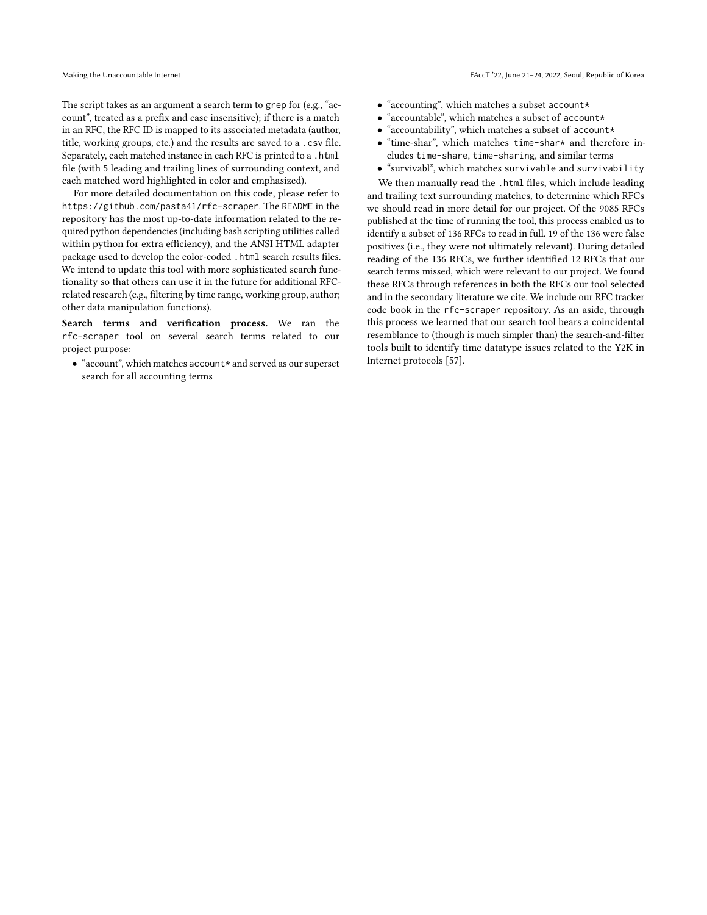The script takes as an argument a search term to `grep` for (e.g., "account", treated as a prefix and case insensitive); if there is a match in an RFC, the RFC ID is mapped to its associated metadata (author, title, working groups, etc.) and the results are saved to a `.csv` file. Separately, each matched instance in each RFC is printed to a `.html` file (with 5 leading and trailing lines of surrounding context, and each matched word highlighted in color and emphasized).

For more detailed documentation on this code, please refer to `https://github.com/pasta41/rfc-scraper`. The README in the repository has the most up-to-date information related to the required python dependencies (including bash scripting utilities called within python for extra efficiency), and the ANSI HTML adapter package used to develop the color-coded `.html` search results files. We intend to update this tool with more sophisticated search functionality so that others can use it in the future for additional RFC-related research (e.g., filtering by time range, working group, author; other data manipulation functions).

**Search terms and verification process.** We ran the `rfc-scraper` tool on several search terms related to our project purpose:

- "account", which matches `account*` and served as our superset search for all accounting terms
- "accounting", which matches a subset `account*`
- "accountable", which matches a subset of `account*`
- "accountability", which matches a subset of `account*`
- "time-shar", which matches `time-shar*` and therefore includes `time-share`, `time-sharing`, and similar terms
- "survivabl", which matches `survivable` and `survivability`

We then manually read the `.html` files, which include leading and trailing text surrounding matches, to determine which RFCs we should read in more detail for our project. Of the 9085 RFCs published at the time of running the tool, this process enabled us to identify a subset of 136 RFCs to read in full. 19 of the 136 were false positives (i.e., they were not ultimately relevant). During detailed reading of the 136 RFCs, we further identified 12 RFCs that our search terms missed, which were relevant to our project. We found these RFCs through references in both the RFCs our tool selected and in the secondary literature we cite. We include our RFC tracker code book in the `rfc-scraper` repository. As an aside, through this process we learned that our search tool bears a coincidental resemblance to (though is much simpler than) the search-and-filter tools built to identify time datatype issues related to the Y2K in Internet protocols [57].